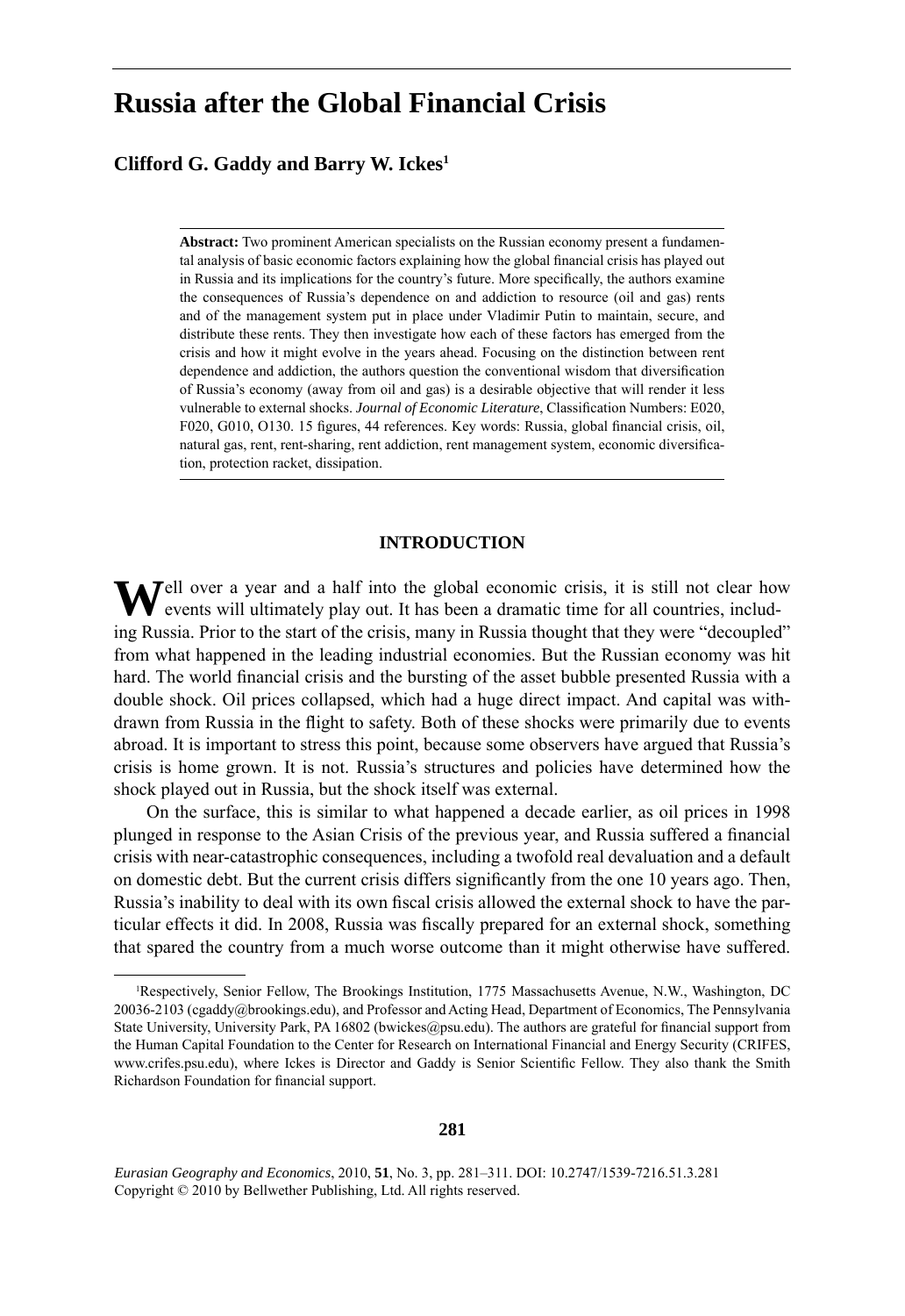# Russia after the Global Financial Crisis

**Clifford G. Gaddy and Barry W. Ickes**[1]

> **Abstract:** Two prominent American specialists on the Russian economy present a fundamental analysis of basic economic factors explaining how the global financial crisis has played out in Russia and its implications for the country's future. More specifically, the authors examine the consequences of Russia's dependence on and addiction to resource (oil and gas) rents and of the management system put in place under Vladimir Putin to maintain, secure, and distribute these rents. They then investigate how each of these factors has emerged from the crisis and how it might evolve in the years ahead. Focusing on the distinction between rent dependence and addiction, the authors question the conventional wisdom that diversification of Russia's economy (away from oil and gas) is a desirable objective that will render it less vulnerable to external shocks. *Journal of Economic Literature*, Classification Numbers: E020, F020, G010, O130. 15 figures, 44 references. Key words: Russia, global financial crisis, oil, natural gas, rent, rent-sharing, rent addiction, rent management system, economic diversification, protection racket, dissipation.

## INTRODUCTION

Well over a year and a half into the global economic crisis, it is still not clear how events will ultimately play out. It has been a dramatic time for all countries, including Russia. Prior to the start of the crisis, many in Russia thought that they were "decoupled" from what happened in the leading industrial economies. But the Russian economy was hit hard. The world financial crisis and the bursting of the asset bubble presented Russia with a double shock. Oil prices collapsed, which had a huge direct impact. And capital was withdrawn from Russia in the flight to safety. Both of these shocks were primarily due to events abroad. It is important to stress this point, because some observers have argued that Russia's crisis is home grown. It is not. Russia's structures and policies have determined how the shock played out in Russia, but the shock itself was external.

On the surface, this is similar to what happened a decade earlier, as oil prices in 1998 plunged in response to the Asian Crisis of the previous year, and Russia suffered a financial crisis with near-catastrophic consequences, including a twofold real devaluation and a default on domestic debt. But the current crisis differs significantly from the one 10 years ago. Then, Russia's inability to deal with its own fiscal crisis allowed the external shock to have the particular effects it did. In 2008, Russia was fiscally prepared for an external shock, something that spared the country from a much worse outcome than it might otherwise have suffered.

---

[1] Respectively, Senior Fellow, The Brookings Institution, 1775 Massachusetts Avenue, N.W., Washington, DC 20036-2103 (cgaddy@brookings.edu), and Professor and Acting Head, Department of Economics, The Pennsylvania State University, University Park, PA 16802 (bwickes@psu.edu). The authors are grateful for financial support from the Human Capital Foundation to the Center for Research on International Financial and Energy Security (CRIFES, www.crifes.psu.edu), where Ickes is Director and Gaddy is Senior Scientific Fellow. They also thank the Smith Richardson Foundation for financial support.

*Eurasian Geography and Economics*, 2010, **51**, No. 3, pp. 281–311. DOI: 10.2747/1539-7216.51.3.281
Copyright © 2010 by Bellwether Publishing, Ltd. All rights reserved.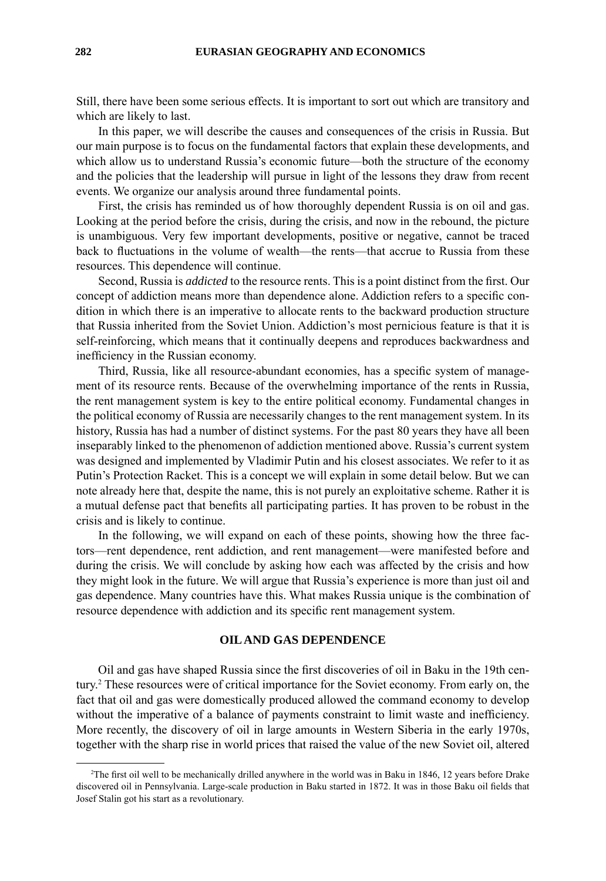Still, there have been some serious effects. It is important to sort out which are transitory and which are likely to last.

In this paper, we will describe the causes and consequences of the crisis in Russia. But our main purpose is to focus on the fundamental factors that explain these developments, and which allow us to understand Russia's economic future—both the structure of the economy and the policies that the leadership will pursue in light of the lessons they draw from recent events. We organize our analysis around three fundamental points.

First, the crisis has reminded us of how thoroughly dependent Russia is on oil and gas. Looking at the period before the crisis, during the crisis, and now in the rebound, the picture is unambiguous. Very few important developments, positive or negative, cannot be traced back to fluctuations in the volume of wealth—the rents—that accrue to Russia from these resources. This dependence will continue.

Second, Russia is *addicted* to the resource rents. This is a point distinct from the first. Our concept of addiction means more than dependence alone. Addiction refers to a specific condition in which there is an imperative to allocate rents to the backward production structure that Russia inherited from the Soviet Union. Addiction's most pernicious feature is that it is self-reinforcing, which means that it continually deepens and reproduces backwardness and inefficiency in the Russian economy.

Third, Russia, like all resource-abundant economies, has a specific system of management of its resource rents. Because of the overwhelming importance of the rents in Russia, the rent management system is key to the entire political economy. Fundamental changes in the political economy of Russia are necessarily changes to the rent management system. In its history, Russia has had a number of distinct systems. For the past 80 years they have all been inseparably linked to the phenomenon of addiction mentioned above. Russia's current system was designed and implemented by Vladimir Putin and his closest associates. We refer to it as Putin's Protection Racket. This is a concept we will explain in some detail below. But we can note already here that, despite the name, this is not purely an exploitative scheme. Rather it is a mutual defense pact that benefits all participating parties. It has proven to be robust in the crisis and is likely to continue.

In the following, we will expand on each of these points, showing how the three factors—rent dependence, rent addiction, and rent management—were manifested before and during the crisis. We will conclude by asking how each was affected by the crisis and how they might look in the future. We will argue that Russia's experience is more than just oil and gas dependence. Many countries have this. What makes Russia unique is the combination of resource dependence with addiction and its specific rent management system.

## OIL AND GAS DEPENDENCE

Oil and gas have shaped Russia since the first discoveries of oil in Baku in the 19th century.[2] These resources were of critical importance for the Soviet economy. From early on, the fact that oil and gas were domestically produced allowed the command economy to develop without the imperative of a balance of payments constraint to limit waste and inefficiency. More recently, the discovery of oil in large amounts in Western Siberia in the early 1970s, together with the sharp rise in world prices that raised the value of the new Soviet oil, altered

---

[2]The first oil well to be mechanically drilled anywhere in the world was in Baku in 1846, 12 years before Drake discovered oil in Pennsylvania. Large-scale production in Baku started in 1872. It was in those Baku oil fields that Josef Stalin got his start as a revolutionary.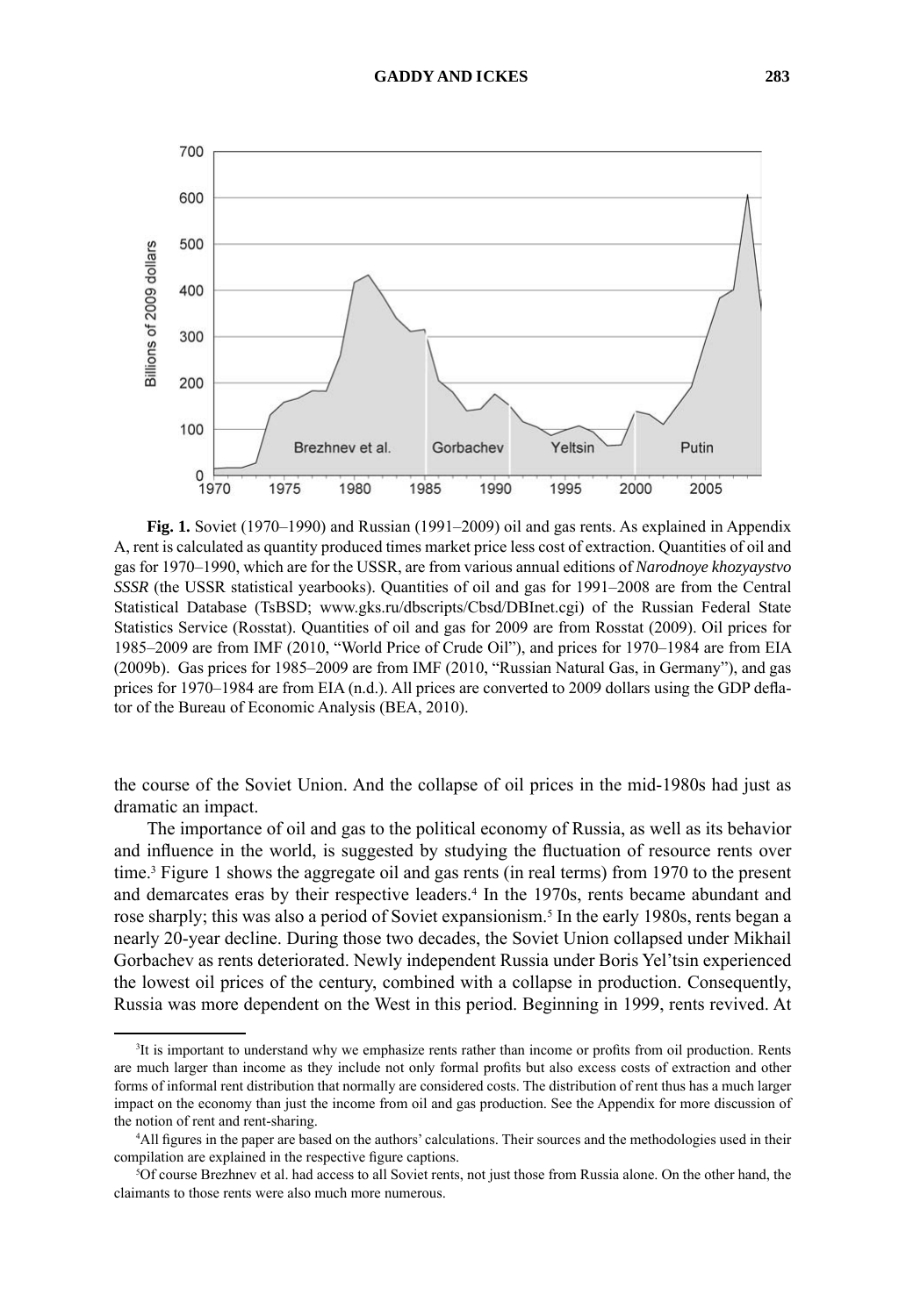**Fig. 1.** Soviet (1970–1990) and Russian (1991–2009) oil and gas rents. As explained in Appendix A, rent is calculated as quantity produced times market price less cost of extraction. Quantities of oil and gas for 1970–1990, which are for the USSR, are from various annual editions of *Narodnoye khozyaystvo SSSR* (the USSR statistical yearbooks). Quantities of oil and gas for 1991–2008 are from the Central Statistical Database (TsBSD; www.gks.ru/dbscripts/Cbsd/DBInet.cgi) of the Russian Federal State Statistics Service (Rosstat). Quantities of oil and gas for 2009 are from Rosstat (2009). Oil prices for 1985–2009 are from IMF (2010, "World Price of Crude Oil"), and prices for 1970–1984 are from EIA (2009b). Gas prices for 1985–2009 are from IMF (2010, "Russian Natural Gas, in Germany"), and gas prices for 1970–1984 are from EIA (n.d.). All prices are converted to 2009 dollars using the GDP deflator of the Bureau of Economic Analysis (BEA, 2010).

the course of the Soviet Union. And the collapse of oil prices in the mid-1980s had just as dramatic an impact.

The importance of oil and gas to the political economy of Russia, as well as its behavior and influence in the world, is suggested by studying the fluctuation of resource rents over time.[3] Figure 1 shows the aggregate oil and gas rents (in real terms) from 1970 to the present and demarcates eras by their respective leaders.[4] In the 1970s, rents became abundant and rose sharply; this was also a period of Soviet expansionism.[5] In the early 1980s, rents began a nearly 20-year decline. During those two decades, the Soviet Union collapsed under Mikhail Gorbachev as rents deteriorated. Newly independent Russia under Boris Yel'tsin experienced the lowest oil prices of the century, combined with a collapse in production. Consequently, Russia was more dependent on the West in this period. Beginning in 1999, rents revived. At

[3]It is important to understand why we emphasize rents rather than income or profits from oil production. Rents are much larger than income as they include not only formal profits but also excess costs of extraction and other forms of informal rent distribution that normally are considered costs. The distribution of rent thus has a much larger impact on the economy than just the income from oil and gas production. See the Appendix for more discussion of the notion of rent and rent-sharing.

[4]All figures in the paper are based on the authors' calculations. Their sources and the methodologies used in their compilation are explained in the respective figure captions.

[5]Of course Brezhnev et al. had access to all Soviet rents, not just those from Russia alone. On the other hand, the claimants to those rents were also much more numerous.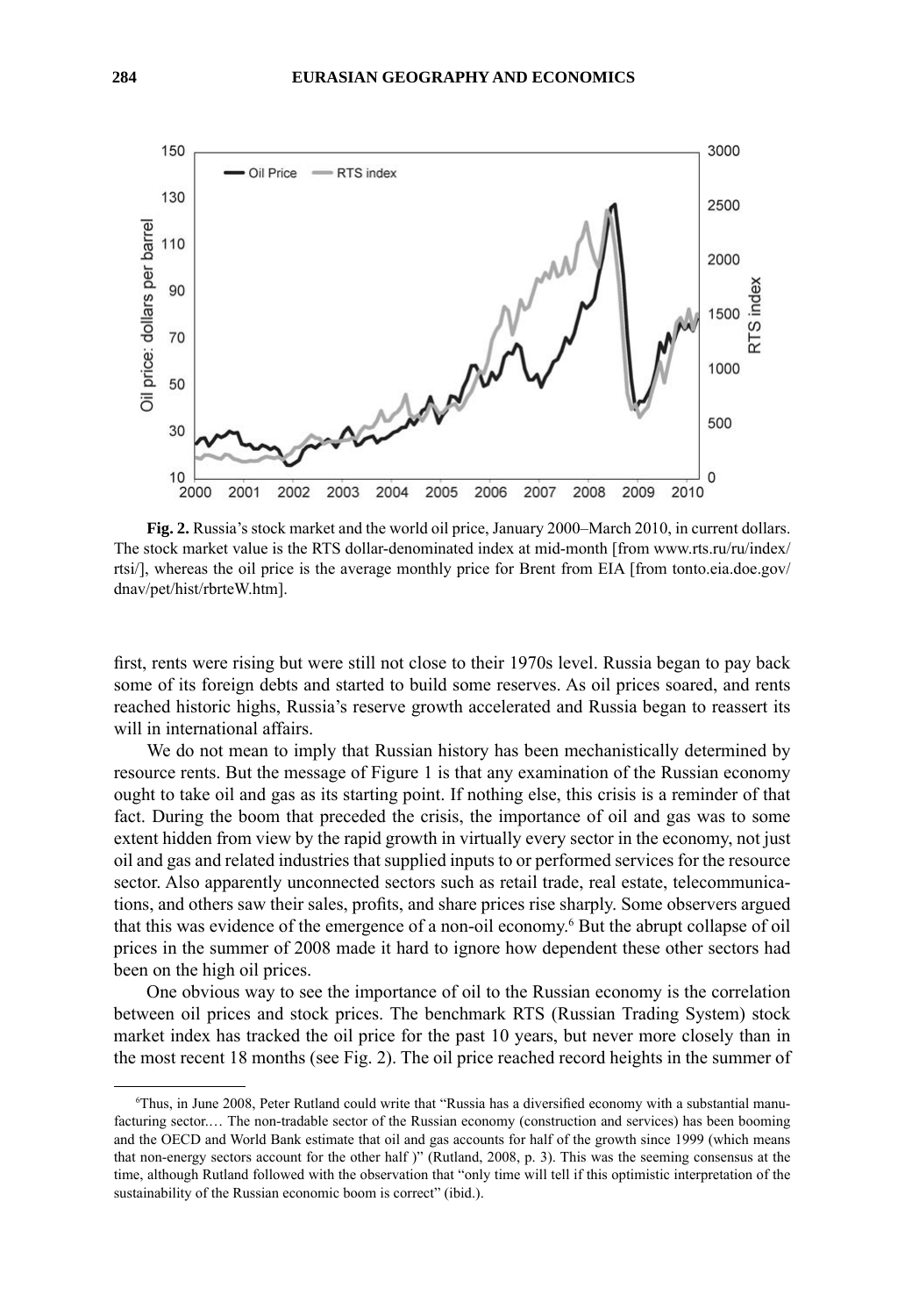**Fig. 2.** Russia's stock market and the world oil price, January 2000–March 2010, in current dollars. The stock market value is the RTS dollar-denominated index at mid-month [from www.rts.ru/ru/index/rtsi/], whereas the oil price is the average monthly price for Brent from EIA [from tonto.eia.doe.gov/dnav/pet/hist/rbrteW.htm].

first, rents were rising but were still not close to their 1970s level. Russia began to pay back some of its foreign debts and started to build some reserves. As oil prices soared, and rents reached historic highs, Russia's reserve growth accelerated and Russia began to reassert its will in international affairs.

We do not mean to imply that Russian history has been mechanistically determined by resource rents. But the message of Figure 1 is that any examination of the Russian economy ought to take oil and gas as its starting point. If nothing else, this crisis is a reminder of that fact. During the boom that preceded the crisis, the importance of oil and gas was to some extent hidden from view by the rapid growth in virtually every sector in the economy, not just oil and gas and related industries that supplied inputs to or performed services for the resource sector. Also apparently unconnected sectors such as retail trade, real estate, telecommunications, and others saw their sales, profits, and share prices rise sharply. Some observers argued that this was evidence of the emergence of a non-oil economy.[6] But the abrupt collapse of oil prices in the summer of 2008 made it hard to ignore how dependent these other sectors had been on the high oil prices.

One obvious way to see the importance of oil to the Russian economy is the correlation between oil prices and stock prices. The benchmark RTS (Russian Trading System) stock market index has tracked the oil price for the past 10 years, but never more closely than in the most recent 18 months (see Fig. 2). The oil price reached record heights in the summer of

[6]Thus, in June 2008, Peter Rutland could write that "Russia has a diversified economy with a substantial manufacturing sector.… The non-tradable sector of the Russian economy (construction and services) has been booming and the OECD and World Bank estimate that oil and gas accounts for half of the growth since 1999 (which means that non-energy sectors account for the other half )" (Rutland, 2008, p. 3). This was the seeming consensus at the time, although Rutland followed with the observation that "only time will tell if this optimistic interpretation of the sustainability of the Russian economic boom is correct" (ibid.).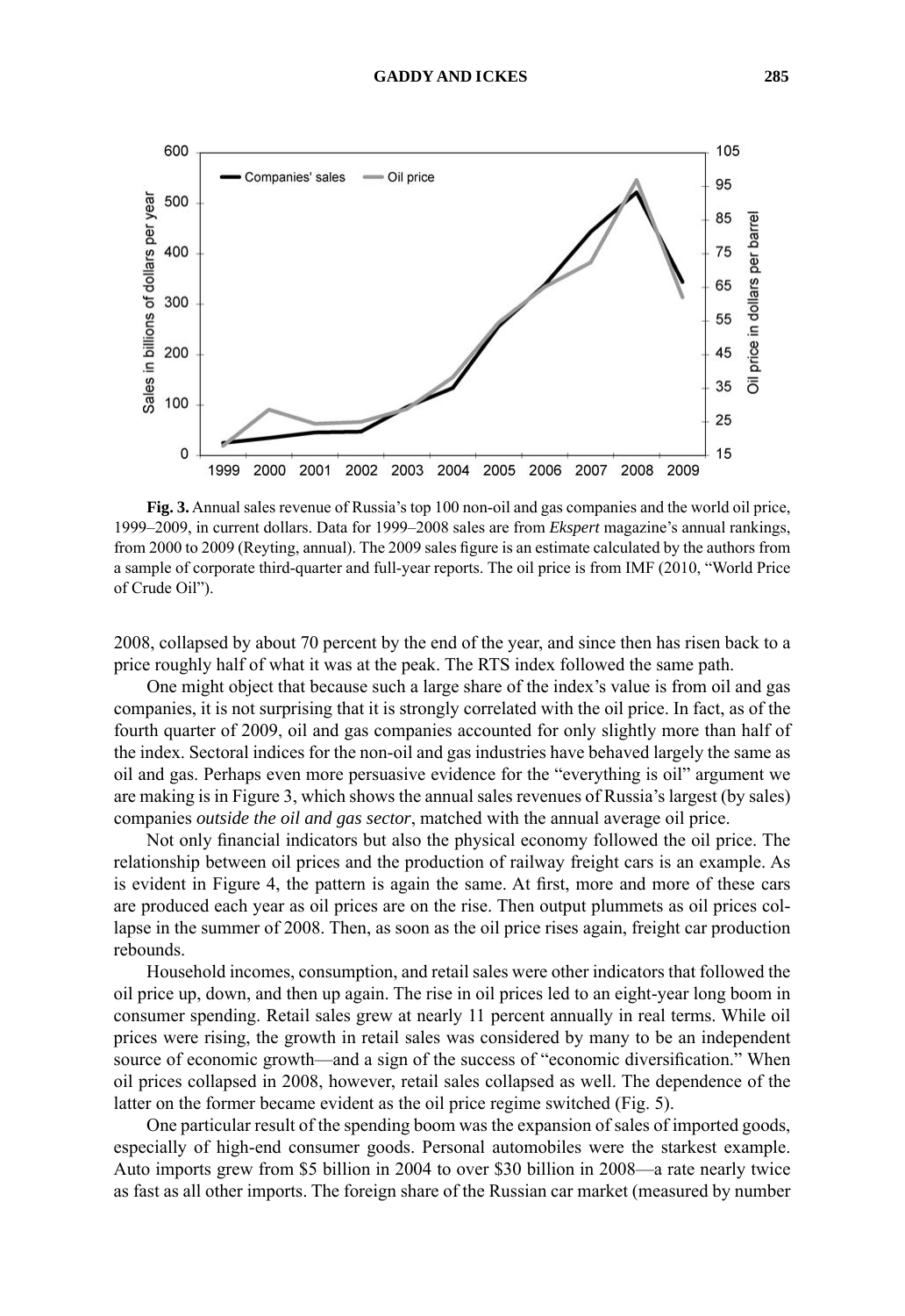**Fig. 3.** Annual sales revenue of Russia's top 100 non-oil and gas companies and the world oil price, 1999–2009, in current dollars. Data for 1999–2008 sales are from *Ekspert* magazine's annual rankings, from 2000 to 2009 (Reyting, annual). The 2009 sales figure is an estimate calculated by the authors from a sample of corporate third-quarter and full-year reports. The oil price is from IMF (2010, "World Price of Crude Oil").

2008, collapsed by about 70 percent by the end of the year, and since then has risen back to a price roughly half of what it was at the peak. The RTS index followed the same path.

One might object that because such a large share of the index's value is from oil and gas companies, it is not surprising that it is strongly correlated with the oil price. In fact, as of the fourth quarter of 2009, oil and gas companies accounted for only slightly more than half of the index. Sectoral indices for the non-oil and gas industries have behaved largely the same as oil and gas. Perhaps even more persuasive evidence for the "everything is oil" argument we are making is in Figure 3, which shows the annual sales revenues of Russia's largest (by sales) companies *outside the oil and gas sector*, matched with the annual average oil price.

Not only financial indicators but also the physical economy followed the oil price. The relationship between oil prices and the production of railway freight cars is an example. As is evident in Figure 4, the pattern is again the same. At first, more and more of these cars are produced each year as oil prices are on the rise. Then output plummets as oil prices collapse in the summer of 2008. Then, as soon as the oil price rises again, freight car production rebounds.

Household incomes, consumption, and retail sales were other indicators that followed the oil price up, down, and then up again. The rise in oil prices led to an eight-year long boom in consumer spending. Retail sales grew at nearly 11 percent annually in real terms. While oil prices were rising, the growth in retail sales was considered by many to be an independent source of economic growth—and a sign of the success of "economic diversification." When oil prices collapsed in 2008, however, retail sales collapsed as well. The dependence of the latter on the former became evident as the oil price regime switched (Fig. 5).

One particular result of the spending boom was the expansion of sales of imported goods, especially of high-end consumer goods. Personal automobiles were the starkest example. Auto imports grew from $5 billion in 2004 to over $30 billion in 2008—a rate nearly twice as fast as all other imports. The foreign share of the Russian car market (measured by number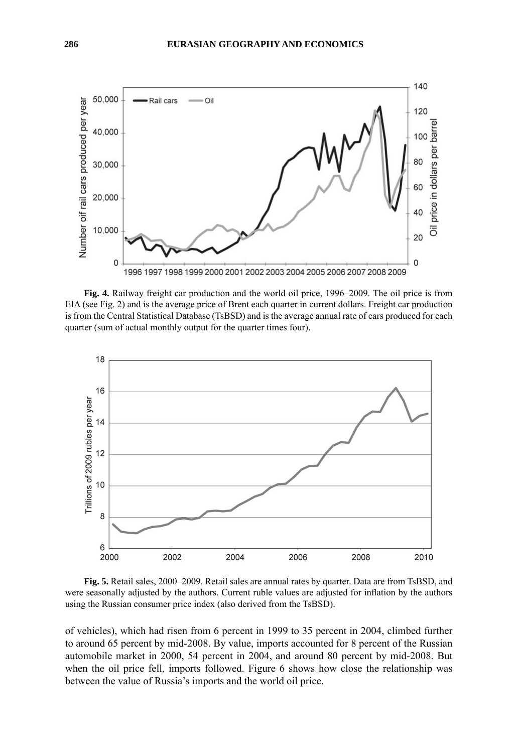**Fig. 4.** Railway freight car production and the world oil price, 1996–2009. The oil price is from EIA (see Fig. 2) and is the average price of Brent each quarter in current dollars. Freight car production is from the Central Statistical Database (TsBSD) and is the average annual rate of cars produced for each quarter (sum of actual monthly output for the quarter times four).

**Fig. 5.** Retail sales, 2000–2009. Retail sales are annual rates by quarter. Data are from TsBSD, and were seasonally adjusted by the authors. Current ruble values are adjusted for inflation by the authors using the Russian consumer price index (also derived from the TsBSD).

of vehicles), which had risen from 6 percent in 1999 to 35 percent in 2004, climbed further to around 65 percent by mid-2008. By value, imports accounted for 8 percent of the Russian automobile market in 2000, 54 percent in 2004, and around 80 percent by mid-2008. But when the oil price fell, imports followed. Figure 6 shows how close the relationship was between the value of Russia's imports and the world oil price.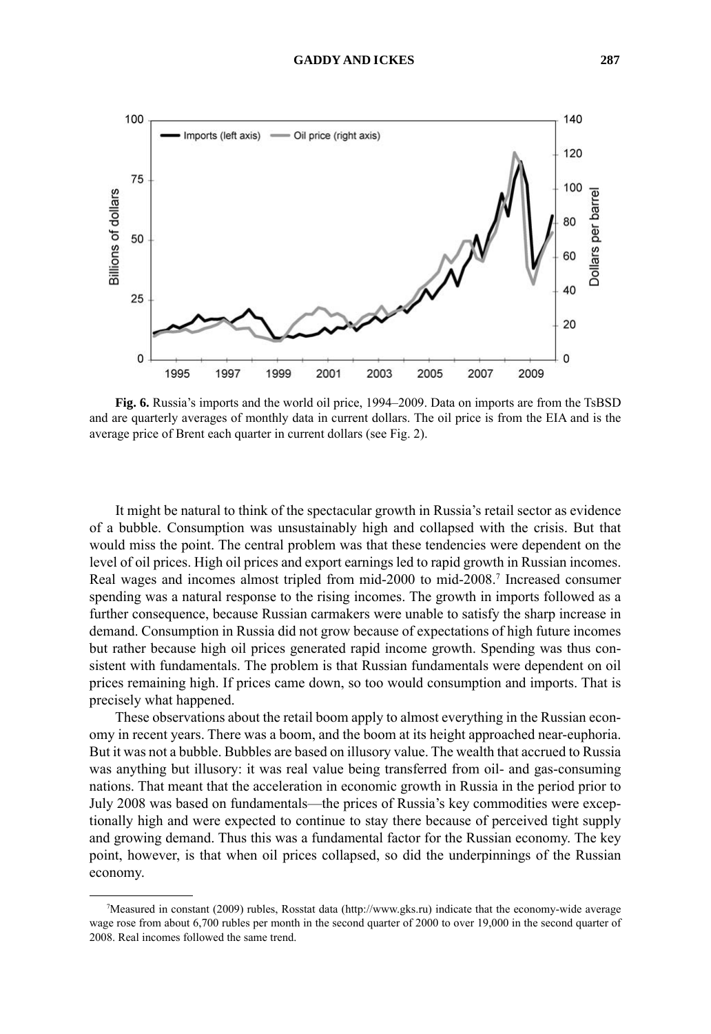**Fig. 6.** Russia's imports and the world oil price, 1994–2009. Data on imports are from the TsBSD and are quarterly averages of monthly data in current dollars. The oil price is from the EIA and is the average price of Brent each quarter in current dollars (see Fig. 2).

It might be natural to think of the spectacular growth in Russia's retail sector as evidence of a bubble. Consumption was unsustainably high and collapsed with the crisis. But that would miss the point. The central problem was that these tendencies were dependent on the level of oil prices. High oil prices and export earnings led to rapid growth in Russian incomes. Real wages and incomes almost tripled from mid-2000 to mid-2008.[7] Increased consumer spending was a natural response to the rising incomes. The growth in imports followed as a further consequence, because Russian carmakers were unable to satisfy the sharp increase in demand. Consumption in Russia did not grow because of expectations of high future incomes but rather because high oil prices generated rapid income growth. Spending was thus consistent with fundamentals. The problem is that Russian fundamentals were dependent on oil prices remaining high. If prices came down, so too would consumption and imports. That is precisely what happened.

These observations about the retail boom apply to almost everything in the Russian economy in recent years. There was a boom, and the boom at its height approached near-euphoria. But it was not a bubble. Bubbles are based on illusory value. The wealth that accrued to Russia was anything but illusory: it was real value being transferred from oil- and gas-consuming nations. That meant that the acceleration in economic growth in Russia in the period prior to July 2008 was based on fundamentals—the prices of Russia's key commodities were exceptionally high and were expected to continue to stay there because of perceived tight supply and growing demand. Thus this was a fundamental factor for the Russian economy. The key point, however, is that when oil prices collapsed, so did the underpinnings of the Russian economy.

[7]Measured in constant (2009) rubles, Rosstat data (http://www.gks.ru) indicate that the economy-wide average wage rose from about 6,700 rubles per month in the second quarter of 2000 to over 19,000 in the second quarter of 2008. Real incomes followed the same trend.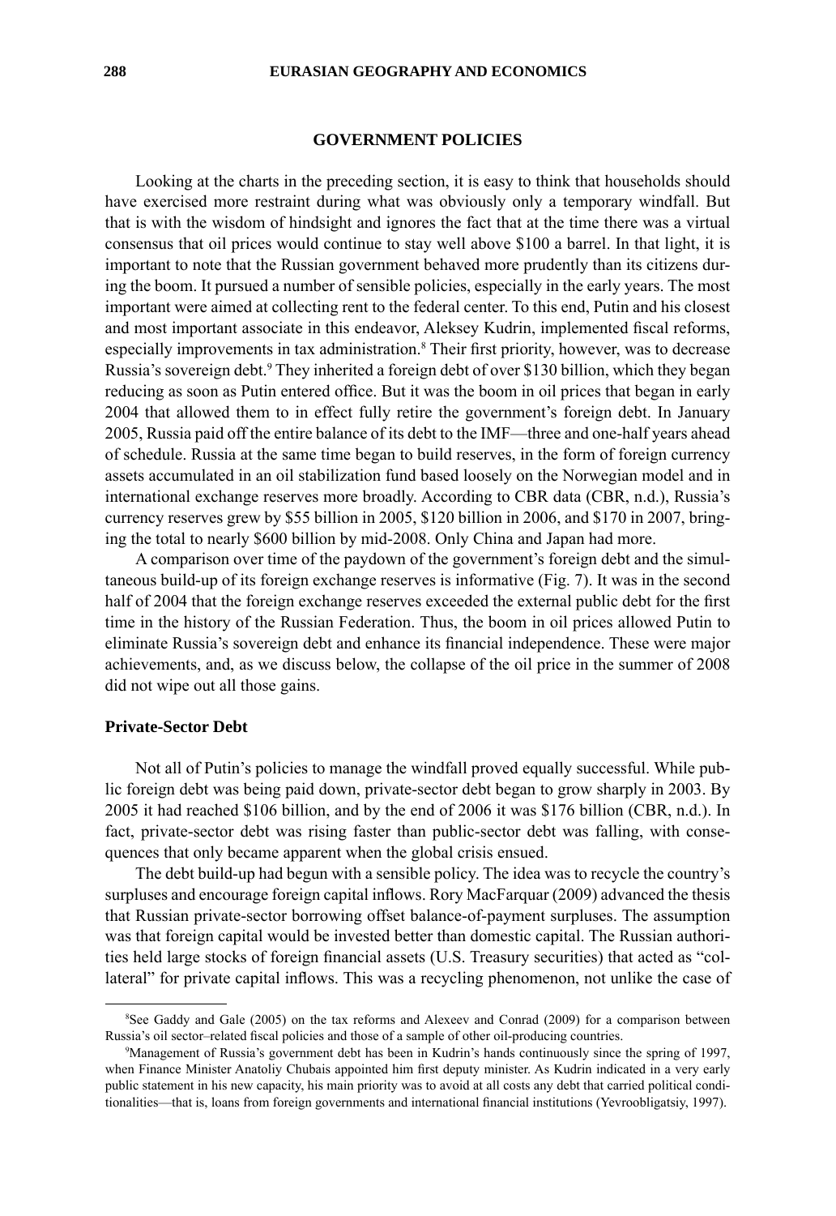## GOVERNMENT POLICIES

Looking at the charts in the preceding section, it is easy to think that households should have exercised more restraint during what was obviously only a temporary windfall. But that is with the wisdom of hindsight and ignores the fact that at the time there was a virtual consensus that oil prices would continue to stay well above $100 a barrel. In that light, it is important to note that the Russian government behaved more prudently than its citizens during the boom. It pursued a number of sensible policies, especially in the early years. The most important were aimed at collecting rent to the federal center. To this end, Putin and his closest and most important associate in this endeavor, Aleksey Kudrin, implemented fiscal reforms, especially improvements in tax administration.[8] Their first priority, however, was to decrease Russia's sovereign debt.[9] They inherited a foreign debt of over $130 billion, which they began reducing as soon as Putin entered office. But it was the boom in oil prices that began in early 2004 that allowed them to in effect fully retire the government's foreign debt. In January 2005, Russia paid off the entire balance of its debt to the IMF—three and one-half years ahead of schedule. Russia at the same time began to build reserves, in the form of foreign currency assets accumulated in an oil stabilization fund based loosely on the Norwegian model and in international exchange reserves more broadly. According to CBR data (CBR, n.d.), Russia's currency reserves grew by $55 billion in 2005, $120 billion in 2006, and $170 in 2007, bringing the total to nearly $600 billion by mid-2008. Only China and Japan had more.

A comparison over time of the paydown of the government's foreign debt and the simultaneous build-up of its foreign exchange reserves is informative (Fig. 7). It was in the second half of 2004 that the foreign exchange reserves exceeded the external public debt for the first time in the history of the Russian Federation. Thus, the boom in oil prices allowed Putin to eliminate Russia's sovereign debt and enhance its financial independence. These were major achievements, and, as we discuss below, the collapse of the oil price in the summer of 2008 did not wipe out all those gains.

### Private-Sector Debt

Not all of Putin's policies to manage the windfall proved equally successful. While public foreign debt was being paid down, private-sector debt began to grow sharply in 2003. By 2005 it had reached $106 billion, and by the end of 2006 it was $176 billion (CBR, n.d.). In fact, private-sector debt was rising faster than public-sector debt was falling, with consequences that only became apparent when the global crisis ensued.

The debt build-up had begun with a sensible policy. The idea was to recycle the country's surpluses and encourage foreign capital inflows. Rory MacFarquar (2009) advanced the thesis that Russian private-sector borrowing offset balance-of-payment surpluses. The assumption was that foreign capital would be invested better than domestic capital. The Russian authorities held large stocks of foreign financial assets (U.S. Treasury securities) that acted as "collateral" for private capital inflows. This was a recycling phenomenon, not unlike the case of

[8]See Gaddy and Gale (2005) on the tax reforms and Alexeev and Conrad (2009) for a comparison between Russia's oil sector–related fiscal policies and those of a sample of other oil-producing countries.

[9]Management of Russia's government debt has been in Kudrin's hands continuously since the spring of 1997, when Finance Minister Anatoliy Chubais appointed him first deputy minister. As Kudrin indicated in a very early public statement in his new capacity, his main priority was to avoid at all costs any debt that carried political conditionalities—that is, loans from foreign governments and international financial institutions (Yevroobligatsiy, 1997).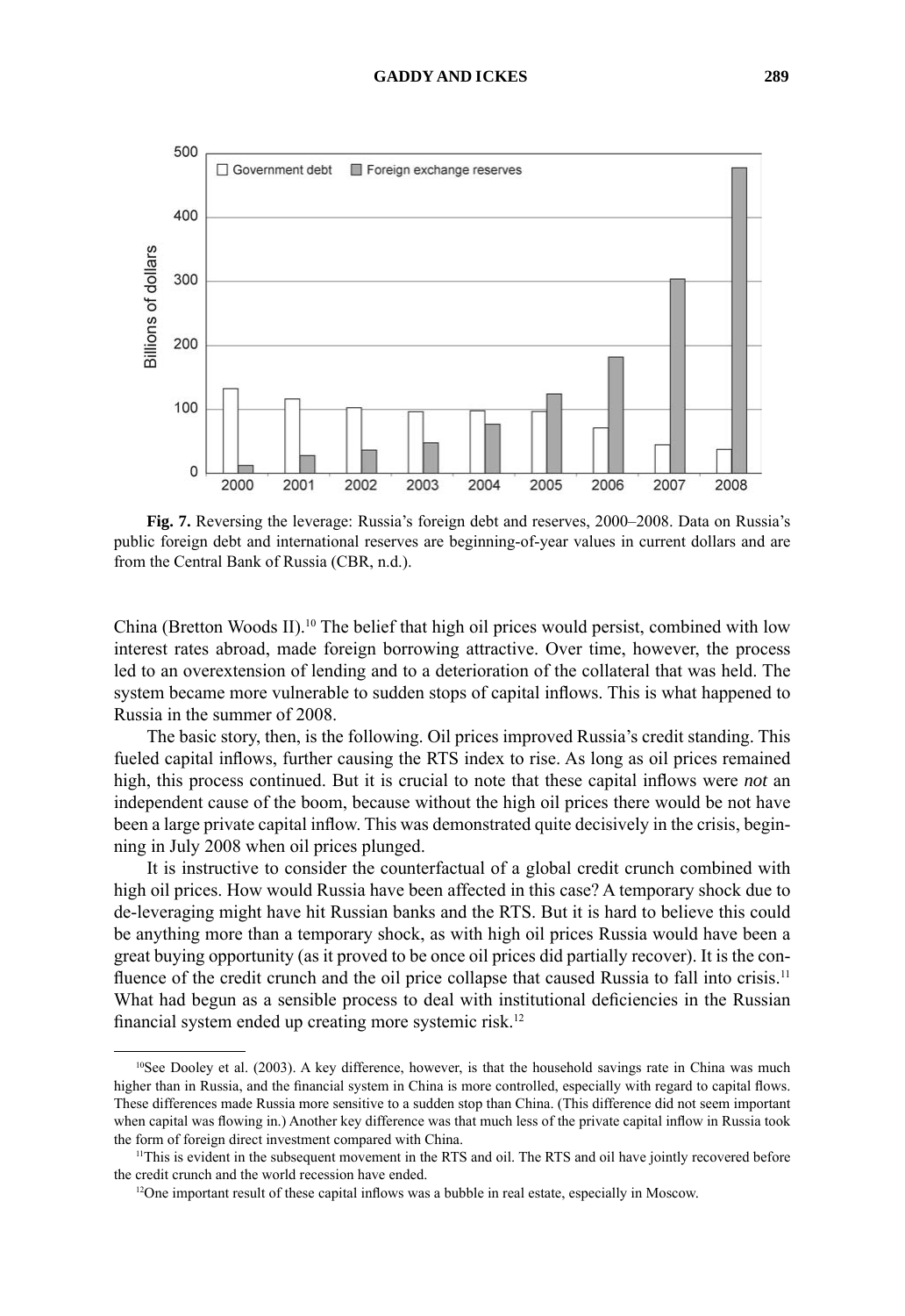**Fig. 7.** Reversing the leverage: Russia's foreign debt and reserves, 2000–2008. Data on Russia's public foreign debt and international reserves are beginning-of-year values in current dollars and are from the Central Bank of Russia (CBR, n.d.).

China (Bretton Woods II).[10] The belief that high oil prices would persist, combined with low interest rates abroad, made foreign borrowing attractive. Over time, however, the process led to an overextension of lending and to a deterioration of the collateral that was held. The system became more vulnerable to sudden stops of capital inflows. This is what happened to Russia in the summer of 2008.

The basic story, then, is the following. Oil prices improved Russia's credit standing. This fueled capital inflows, further causing the RTS index to rise. As long as oil prices remained high, this process continued. But it is crucial to note that these capital inflows were *not* an independent cause of the boom, because without the high oil prices there would be not have been a large private capital inflow. This was demonstrated quite decisively in the crisis, beginning in July 2008 when oil prices plunged.

It is instructive to consider the counterfactual of a global credit crunch combined with high oil prices. How would Russia have been affected in this case? A temporary shock due to de-leveraging might have hit Russian banks and the RTS. But it is hard to believe this could be anything more than a temporary shock, as with high oil prices Russia would have been a great buying opportunity (as it proved to be once oil prices did partially recover). It is the confluence of the credit crunch and the oil price collapse that caused Russia to fall into crisis.[11] What had begun as a sensible process to deal with institutional deficiencies in the Russian financial system ended up creating more systemic risk.[12]

---

[10] See Dooley et al. (2003). A key difference, however, is that the household savings rate in China was much higher than in Russia, and the financial system in China is more controlled, especially with regard to capital flows. These differences made Russia more sensitive to a sudden stop than China. (This difference did not seem important when capital was flowing in.) Another key difference was that much less of the private capital inflow in Russia took the form of foreign direct investment compared with China.

[11] This is evident in the subsequent movement in the RTS and oil. The RTS and oil have jointly recovered before the credit crunch and the world recession have ended.

[12] One important result of these capital inflows was a bubble in real estate, especially in Moscow.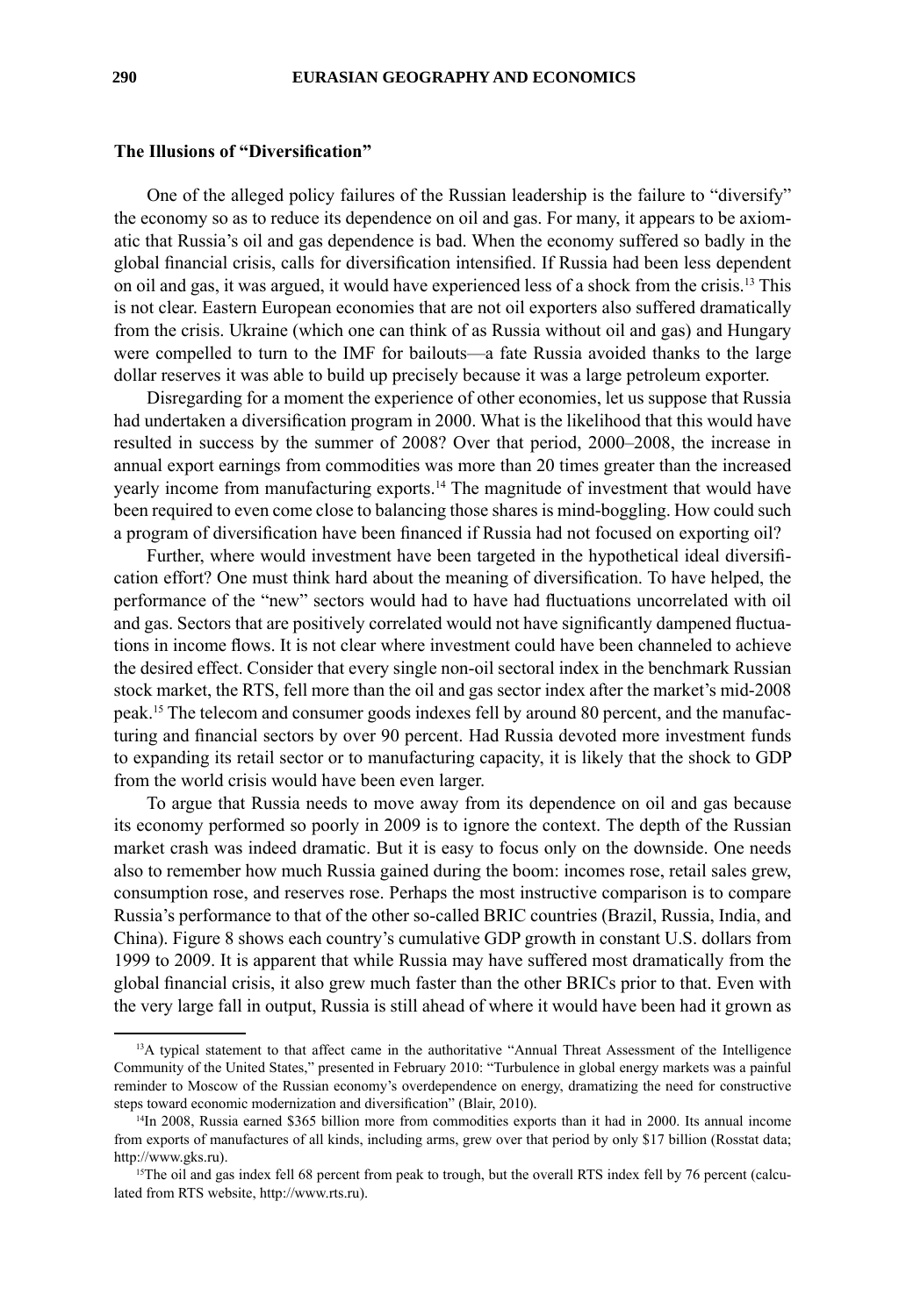### The Illusions of "Diversification"

One of the alleged policy failures of the Russian leadership is the failure to "diversify" the economy so as to reduce its dependence on oil and gas. For many, it appears to be axiomatic that Russia's oil and gas dependence is bad. When the economy suffered so badly in the global financial crisis, calls for diversification intensified. If Russia had been less dependent on oil and gas, it was argued, it would have experienced less of a shock from the crisis.[13] This is not clear. Eastern European economies that are not oil exporters also suffered dramatically from the crisis. Ukraine (which one can think of as Russia without oil and gas) and Hungary were compelled to turn to the IMF for bailouts—a fate Russia avoided thanks to the large dollar reserves it was able to build up precisely because it was a large petroleum exporter.

Disregarding for a moment the experience of other economies, let us suppose that Russia had undertaken a diversification program in 2000. What is the likelihood that this would have resulted in success by the summer of 2008? Over that period, 2000–2008, the increase in annual export earnings from commodities was more than 20 times greater than the increased yearly income from manufacturing exports.[14] The magnitude of investment that would have been required to even come close to balancing those shares is mind-boggling. How could such a program of diversification have been financed if Russia had not focused on exporting oil?

Further, where would investment have been targeted in the hypothetical ideal diversification effort? One must think hard about the meaning of diversification. To have helped, the performance of the "new" sectors would had to have had fluctuations uncorrelated with oil and gas. Sectors that are positively correlated would not have significantly dampened fluctuations in income flows. It is not clear where investment could have been channeled to achieve the desired effect. Consider that every single non-oil sectoral index in the benchmark Russian stock market, the RTS, fell more than the oil and gas sector index after the market's mid-2008 peak.[15] The telecom and consumer goods indexes fell by around 80 percent, and the manufacturing and financial sectors by over 90 percent. Had Russia devoted more investment funds to expanding its retail sector or to manufacturing capacity, it is likely that the shock to GDP from the world crisis would have been even larger.

To argue that Russia needs to move away from its dependence on oil and gas because its economy performed so poorly in 2009 is to ignore the context. The depth of the Russian market crash was indeed dramatic. But it is easy to focus only on the downside. One needs also to remember how much Russia gained during the boom: incomes rose, retail sales grew, consumption rose, and reserves rose. Perhaps the most instructive comparison is to compare Russia's performance to that of the other so-called BRIC countries (Brazil, Russia, India, and China). Figure 8 shows each country's cumulative GDP growth in constant U.S. dollars from 1999 to 2009. It is apparent that while Russia may have suffered most dramatically from the global financial crisis, it also grew much faster than the other BRICs prior to that. Even with the very large fall in output, Russia is still ahead of where it would have been had it grown as

---

[13]A typical statement to that affect came in the authoritative "Annual Threat Assessment of the Intelligence Community of the United States," presented in February 2010: "Turbulence in global energy markets was a painful reminder to Moscow of the Russian economy's overdependence on energy, dramatizing the need for constructive steps toward economic modernization and diversification" (Blair, 2010).

[14]In 2008, Russia earned $365 billion more from commodities exports than it had in 2000. Its annual income from exports of manufactures of all kinds, including arms, grew over that period by only $17 billion (Rosstat data; http://www.gks.ru).

[15]The oil and gas index fell 68 percent from peak to trough, but the overall RTS index fell by 76 percent (calculated from RTS website, http://www.rts.ru).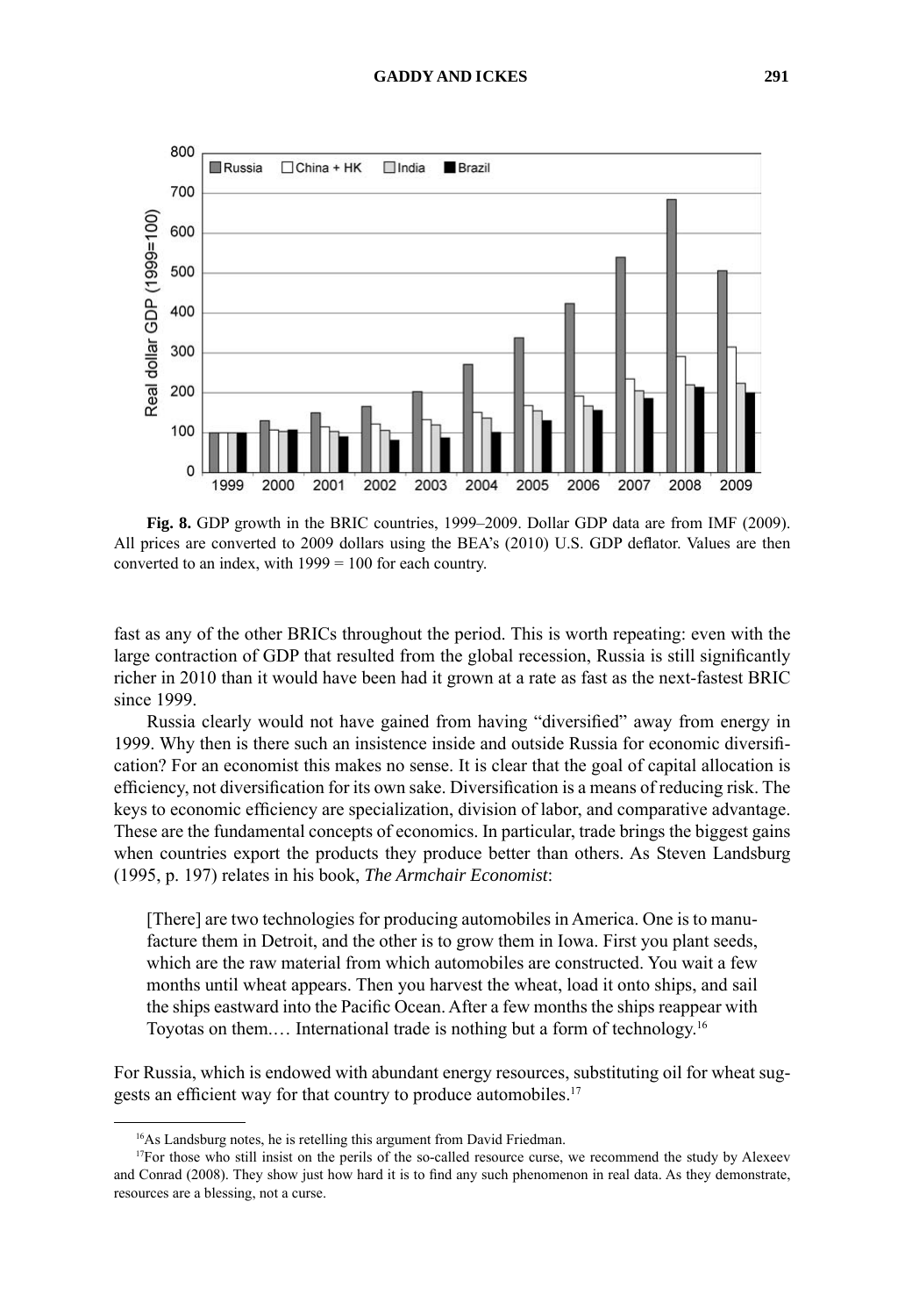**Fig. 8.** GDP growth in the BRIC countries, 1999–2009. Dollar GDP data are from IMF (2009). All prices are converted to 2009 dollars using the BEA's (2010) U.S. GDP deflator. Values are then converted to an index, with 1999 = 100 for each country.

fast as any of the other BRICs throughout the period. This is worth repeating: even with the large contraction of GDP that resulted from the global recession, Russia is still significantly richer in 2010 than it would have been had it grown at a rate as fast as the next-fastest BRIC since 1999.

Russia clearly would not have gained from having "diversified" away from energy in 1999. Why then is there such an insistence inside and outside Russia for economic diversification? For an economist this makes no sense. It is clear that the goal of capital allocation is efficiency, not diversification for its own sake. Diversification is a means of reducing risk. The keys to economic efficiency are specialization, division of labor, and comparative advantage. These are the fundamental concepts of economics. In particular, trade brings the biggest gains when countries export the products they produce better than others. As Steven Landsburg (1995, p. 197) relates in his book, *The Armchair Economist*:

> [There] are two technologies for producing automobiles in America. One is to manufacture them in Detroit, and the other is to grow them in Iowa. First you plant seeds, which are the raw material from which automobiles are constructed. You wait a few months until wheat appears. Then you harvest the wheat, load it onto ships, and sail the ships eastward into the Pacific Ocean. After a few months the ships reappear with Toyotas on them.… International trade is nothing but a form of technology.[16]

For Russia, which is endowed with abundant energy resources, substituting oil for wheat suggests an efficient way for that country to produce automobiles.[17]

---

[16]As Landsburg notes, he is retelling this argument from David Friedman.

[17]For those who still insist on the perils of the so-called resource curse, we recommend the study by Alexeev and Conrad (2008). They show just how hard it is to find any such phenomenon in real data. As they demonstrate, resources are a blessing, not a curse.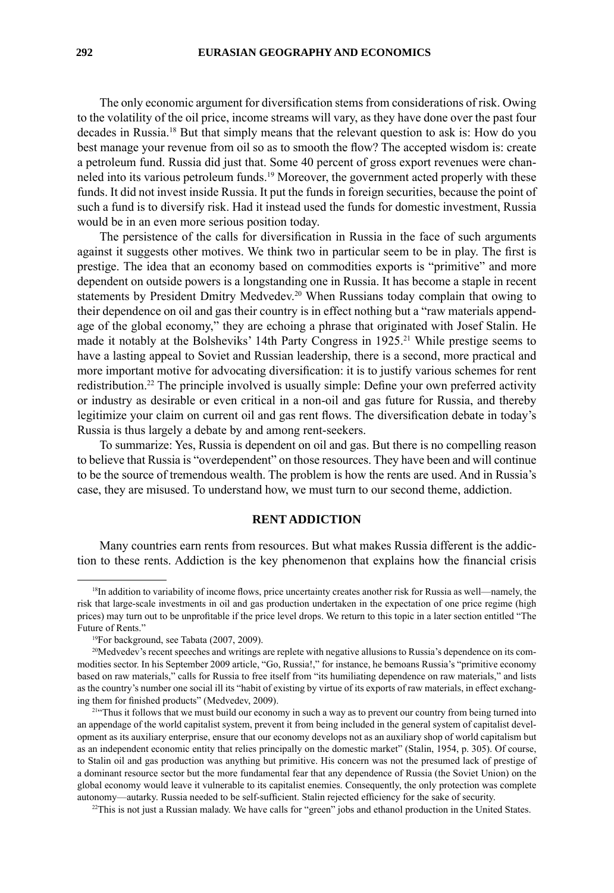The only economic argument for diversification stems from considerations of risk. Owing to the volatility of the oil price, income streams will vary, as they have done over the past four decades in Russia.[18] But that simply means that the relevant question to ask is: How do you best manage your revenue from oil so as to smooth the flow? The accepted wisdom is: create a petroleum fund. Russia did just that. Some 40 percent of gross export revenues were channeled into its various petroleum funds.[19] Moreover, the government acted properly with these funds. It did not invest inside Russia. It put the funds in foreign securities, because the point of such a fund is to diversify risk. Had it instead used the funds for domestic investment, Russia would be in an even more serious position today.

The persistence of the calls for diversification in Russia in the face of such arguments against it suggests other motives. We think two in particular seem to be in play. The first is prestige. The idea that an economy based on commodities exports is "primitive" and more dependent on outside powers is a longstanding one in Russia. It has become a staple in recent statements by President Dmitry Medvedev.[20] When Russians today complain that owing to their dependence on oil and gas their country is in effect nothing but a "raw materials appendage of the global economy," they are echoing a phrase that originated with Josef Stalin. He made it notably at the Bolsheviks' 14th Party Congress in 1925.[21] While prestige seems to have a lasting appeal to Soviet and Russian leadership, there is a second, more practical and more important motive for advocating diversification: it is to justify various schemes for rent redistribution.[22] The principle involved is usually simple: Define your own preferred activity or industry as desirable or even critical in a non-oil and gas future for Russia, and thereby legitimize your claim on current oil and gas rent flows. The diversification debate in today's Russia is thus largely a debate by and among rent-seekers.

To summarize: Yes, Russia is dependent on oil and gas. But there is no compelling reason to believe that Russia is "overdependent" on those resources. They have been and will continue to be the source of tremendous wealth. The problem is how the rents are used. And in Russia's case, they are misused. To understand how, we must turn to our second theme, addiction.

## RENT ADDICTION

Many countries earn rents from resources. But what makes Russia different is the addiction to these rents. Addiction is the key phenomenon that explains how the financial crisis

---

[18]In addition to variability of income flows, price uncertainty creates another risk for Russia as well—namely, the risk that large-scale investments in oil and gas production undertaken in the expectation of one price regime (high prices) may turn out to be unprofitable if the price level drops. We return to this topic in a later section entitled "The Future of Rents."

[19]For background, see Tabata (2007, 2009).

[20]Medvedev's recent speeches and writings are replete with negative allusions to Russia's dependence on its commodities sector. In his September 2009 article, "Go, Russia!," for instance, he bemoans Russia's "primitive economy based on raw materials," calls for Russia to free itself from "its humiliating dependence on raw materials," and lists as the country's number one social ill its "habit of existing by virtue of its exports of raw materials, in effect exchanging them for finished products" (Medvedev, 2009).

[21]"Thus it follows that we must build our economy in such a way as to prevent our country from being turned into an appendage of the world capitalist system, prevent it from being included in the general system of capitalist development as its auxiliary enterprise, ensure that our economy develops not as an auxiliary shop of world capitalism but as an independent economic entity that relies principally on the domestic market" (Stalin, 1954, p. 305). Of course, to Stalin oil and gas production was anything but primitive. His concern was not the presumed lack of prestige of a dominant resource sector but the more fundamental fear that any dependence of Russia (the Soviet Union) on the global economy would leave it vulnerable to its capitalist enemies. Consequently, the only protection was complete autonomy—autarky. Russia needed to be self-sufficient. Stalin rejected efficiency for the sake of security.

[22]This is not just a Russian malady. We have calls for "green" jobs and ethanol production in the United States.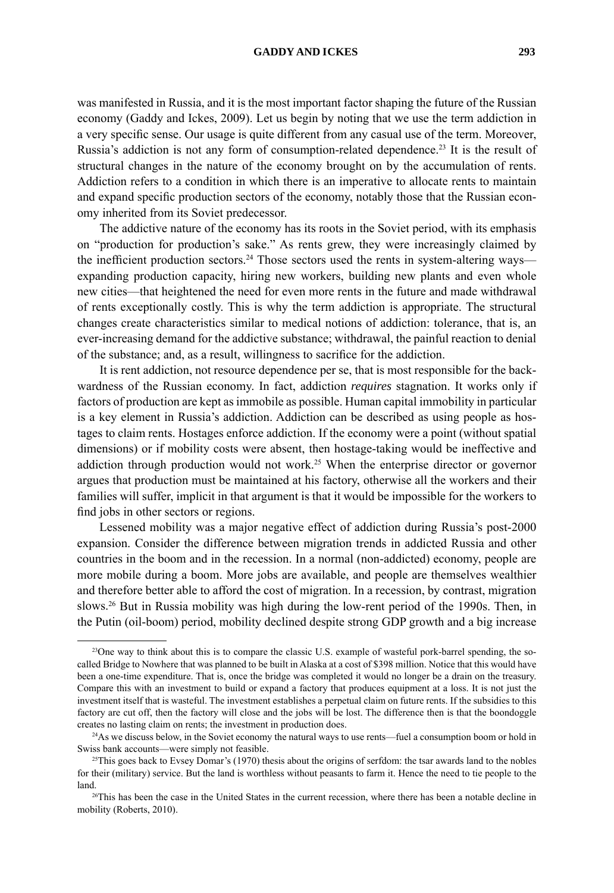was manifested in Russia, and it is the most important factor shaping the future of the Russian economy (Gaddy and Ickes, 2009). Let us begin by noting that we use the term addiction in a very specific sense. Our usage is quite different from any casual use of the term. Moreover, Russia's addiction is not any form of consumption-related dependence.[23] It is the result of structural changes in the nature of the economy brought on by the accumulation of rents. Addiction refers to a condition in which there is an imperative to allocate rents to maintain and expand specific production sectors of the economy, notably those that the Russian economy inherited from its Soviet predecessor.

The addictive nature of the economy has its roots in the Soviet period, with its emphasis on "production for production's sake." As rents grew, they were increasingly claimed by the inefficient production sectors.[24] Those sectors used the rents in system-altering ways—expanding production capacity, hiring new workers, building new plants and even whole new cities—that heightened the need for even more rents in the future and made withdrawal of rents exceptionally costly. This is why the term addiction is appropriate. The structural changes create characteristics similar to medical notions of addiction: tolerance, that is, an ever-increasing demand for the addictive substance; withdrawal, the painful reaction to denial of the substance; and, as a result, willingness to sacrifice for the addiction.

It is rent addiction, not resource dependence per se, that is most responsible for the backwardness of the Russian economy. In fact, addiction *requires* stagnation. It works only if factors of production are kept as immobile as possible. Human capital immobility in particular is a key element in Russia's addiction. Addiction can be described as using people as hostages to claim rents. Hostages enforce addiction. If the economy were a point (without spatial dimensions) or if mobility costs were absent, then hostage-taking would be ineffective and addiction through production would not work.[25] When the enterprise director or governor argues that production must be maintained at his factory, otherwise all the workers and their families will suffer, implicit in that argument is that it would be impossible for the workers to find jobs in other sectors or regions.

Lessened mobility was a major negative effect of addiction during Russia's post-2000 expansion. Consider the difference between migration trends in addicted Russia and other countries in the boom and in the recession. In a normal (non-addicted) economy, people are more mobile during a boom. More jobs are available, and people are themselves wealthier and therefore better able to afford the cost of migration. In a recession, by contrast, migration slows.[26] But in Russia mobility was high during the low-rent period of the 1990s. Then, in the Putin (oil-boom) period, mobility declined despite strong GDP growth and a big increase

---

[23] One way to think about this is to compare the classic U.S. example of wasteful pork-barrel spending, the so-called Bridge to Nowhere that was planned to be built in Alaska at a cost of $398 million. Notice that this would have been a one-time expenditure. That is, once the bridge was completed it would no longer be a drain on the treasury. Compare this with an investment to build or expand a factory that produces equipment at a loss. It is not just the investment itself that is wasteful. The investment establishes a perpetual claim on future rents. If the subsidies to this factory are cut off, then the factory will close and the jobs will be lost. The difference then is that the boondoggle creates no lasting claim on rents; the investment in production does.

[24] As we discuss below, in the Soviet economy the natural ways to use rents—fuel a consumption boom or hold in Swiss bank accounts—were simply not feasible.

[25] This goes back to Evsey Domar's (1970) thesis about the origins of serfdom: the tsar awards land to the nobles for their (military) service. But the land is worthless without peasants to farm it. Hence the need to tie people to the land.

[26] This has been the case in the United States in the current recession, where there has been a notable decline in mobility (Roberts, 2010).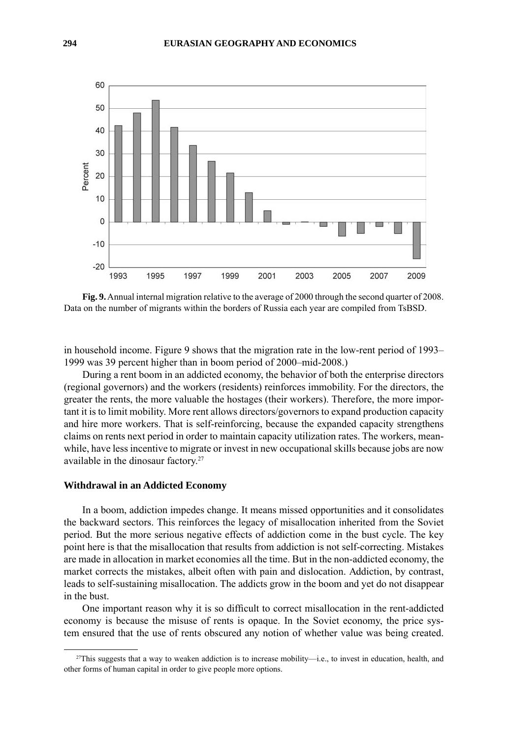**Fig. 9.** Annual internal migration relative to the average of 2000 through the second quarter of 2008. Data on the number of migrants within the borders of Russia each year are compiled from TsBSD.

in household income. Figure 9 shows that the migration rate in the low-rent period of 1993–1999 was 39 percent higher than in boom period of 2000–mid-2008.)

During a rent boom in an addicted economy, the behavior of both the enterprise directors (regional governors) and the workers (residents) reinforces immobility. For the directors, the greater the rents, the more valuable the hostages (their workers). Therefore, the more important it is to limit mobility. More rent allows directors/governors to expand production capacity and hire more workers. That is self-reinforcing, because the expanded capacity strengthens claims on rents next period in order to maintain capacity utilization rates. The workers, meanwhile, have less incentive to migrate or invest in new occupational skills because jobs are now available in the dinosaur factory.[27]

### Withdrawal in an Addicted Economy

In a boom, addiction impedes change. It means missed opportunities and it consolidates the backward sectors. This reinforces the legacy of misallocation inherited from the Soviet period. But the more serious negative effects of addiction come in the bust cycle. The key point here is that the misallocation that results from addiction is not self-correcting. Mistakes are made in allocation in market economies all the time. But in the non-addicted economy, the market corrects the mistakes, albeit often with pain and dislocation. Addiction, by contrast, leads to self-sustaining misallocation. The addicts grow in the boom and yet do not disappear in the bust.

One important reason why it is so difficult to correct misallocation in the rent-addicted economy is because the misuse of rents is opaque. In the Soviet economy, the price system ensured that the use of rents obscured any notion of whether value was being created.

[27]This suggests that a way to weaken addiction is to increase mobility—i.e., to invest in education, health, and other forms of human capital in order to give people more options.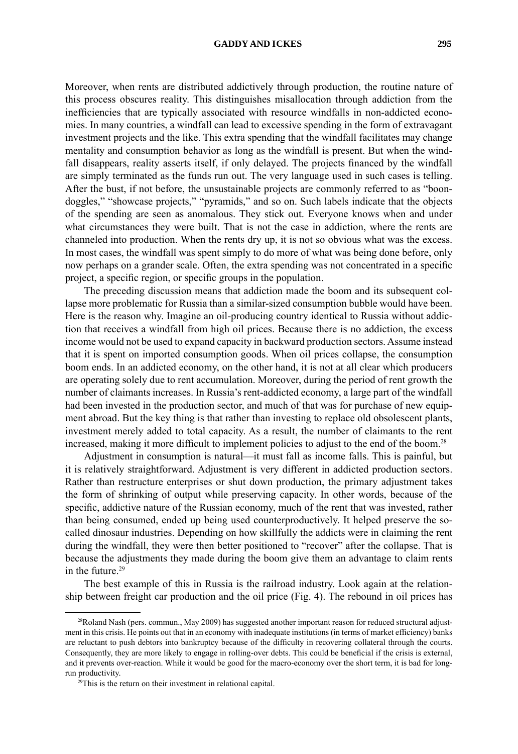Moreover, when rents are distributed addictively through production, the routine nature of this process obscures reality. This distinguishes misallocation through addiction from the inefficiencies that are typically associated with resource windfalls in non-addicted economies. In many countries, a windfall can lead to excessive spending in the form of extravagant investment projects and the like. This extra spending that the windfall facilitates may change mentality and consumption behavior as long as the windfall is present. But when the windfall disappears, reality asserts itself, if only delayed. The projects financed by the windfall are simply terminated as the funds run out. The very language used in such cases is telling. After the bust, if not before, the unsustainable projects are commonly referred to as "boondoggles," "showcase projects," "pyramids," and so on. Such labels indicate that the objects of the spending are seen as anomalous. They stick out. Everyone knows when and under what circumstances they were built. That is not the case in addiction, where the rents are channeled into production. When the rents dry up, it is not so obvious what was the excess. In most cases, the windfall was spent simply to do more of what was being done before, only now perhaps on a grander scale. Often, the extra spending was not concentrated in a specific project, a specific region, or specific groups in the population.

The preceding discussion means that addiction made the boom and its subsequent collapse more problematic for Russia than a similar-sized consumption bubble would have been. Here is the reason why. Imagine an oil-producing country identical to Russia without addiction that receives a windfall from high oil prices. Because there is no addiction, the excess income would not be used to expand capacity in backward production sectors. Assume instead that it is spent on imported consumption goods. When oil prices collapse, the consumption boom ends. In an addicted economy, on the other hand, it is not at all clear which producers are operating solely due to rent accumulation. Moreover, during the period of rent growth the number of claimants increases. In Russia's rent-addicted economy, a large part of the windfall had been invested in the production sector, and much of that was for purchase of new equipment abroad. But the key thing is that rather than investing to replace old obsolescent plants, investment merely added to total capacity. As a result, the number of claimants to the rent increased, making it more difficult to implement policies to adjust to the end of the boom.[28]

Adjustment in consumption is natural—it must fall as income falls. This is painful, but it is relatively straightforward. Adjustment is very different in addicted production sectors. Rather than restructure enterprises or shut down production, the primary adjustment takes the form of shrinking of output while preserving capacity. In other words, because of the specific, addictive nature of the Russian economy, much of the rent that was invested, rather than being consumed, ended up being used counterproductively. It helped preserve the so-called dinosaur industries. Depending on how skillfully the addicts were in claiming the rent during the windfall, they were then better positioned to "recover" after the collapse. That is because the adjustments they made during the boom give them an advantage to claim rents in the future.[29]

The best example of this in Russia is the railroad industry. Look again at the relationship between freight car production and the oil price (Fig. 4). The rebound in oil prices has

[28]Roland Nash (pers. commun., May 2009) has suggested another important reason for reduced structural adjustment in this crisis. He points out that in an economy with inadequate institutions (in terms of market efficiency) banks are reluctant to push debtors into bankruptcy because of the difficulty in recovering collateral through the courts. Consequently, they are more likely to engage in rolling-over debts. This could be beneficial if the crisis is external, and it prevents over-reaction. While it would be good for the macro-economy over the short term, it is bad for long-run productivity.

[29]This is the return on their investment in relational capital.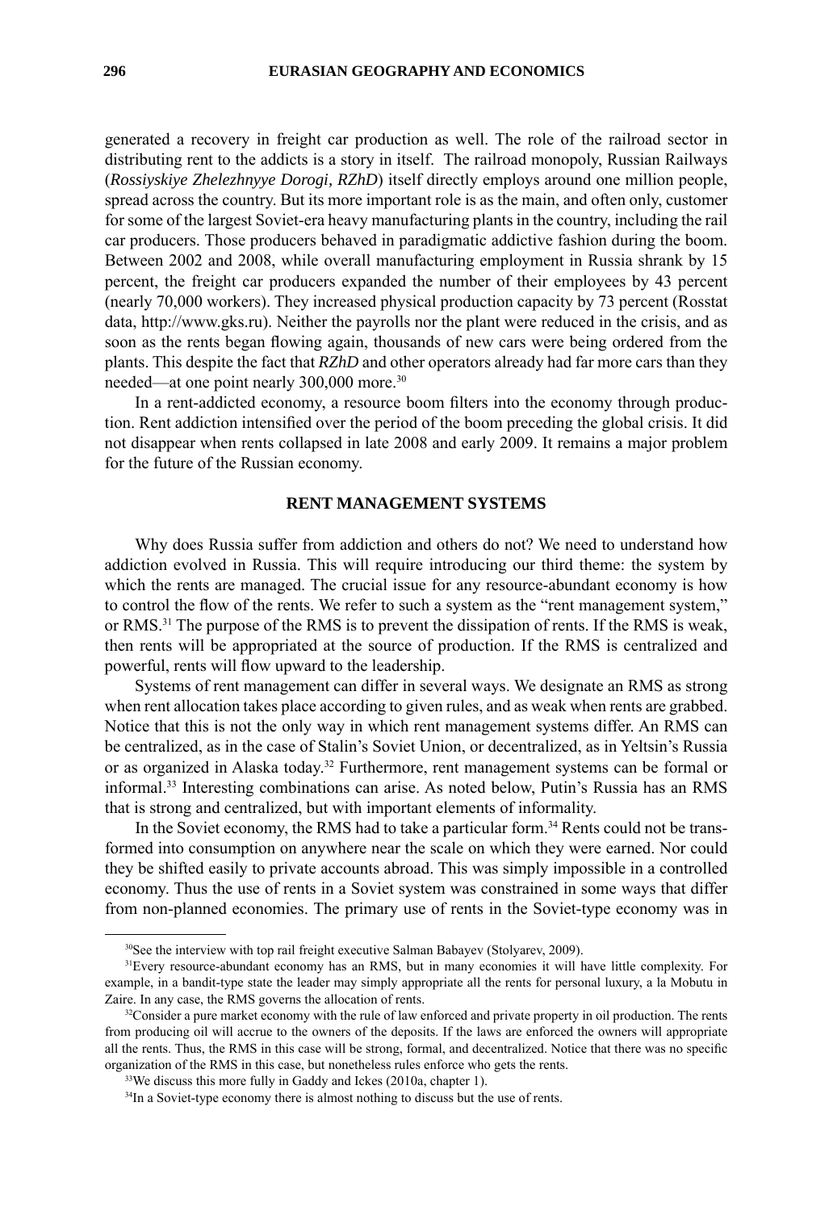generated a recovery in freight car production as well. The role of the railroad sector in distributing rent to the addicts is a story in itself. The railroad monopoly, Russian Railways (*Rossiyskiye Zhelezhnyye Dorogi, RZhD*) itself directly employs around one million people, spread across the country. But its more important role is as the main, and often only, customer for some of the largest Soviet-era heavy manufacturing plants in the country, including the rail car producers. Those producers behaved in paradigmatic addictive fashion during the boom. Between 2002 and 2008, while overall manufacturing employment in Russia shrank by 15 percent, the freight car producers expanded the number of their employees by 43 percent (nearly 70,000 workers). They increased physical production capacity by 73 percent (Rosstat data, http://www.gks.ru). Neither the payrolls nor the plant were reduced in the crisis, and as soon as the rents began flowing again, thousands of new cars were being ordered from the plants. This despite the fact that *RZhD* and other operators already had far more cars than they needed—at one point nearly 300,000 more.[30]

In a rent-addicted economy, a resource boom filters into the economy through production. Rent addiction intensified over the period of the boom preceding the global crisis. It did not disappear when rents collapsed in late 2008 and early 2009. It remains a major problem for the future of the Russian economy.

## RENT MANAGEMENT SYSTEMS

Why does Russia suffer from addiction and others do not? We need to understand how addiction evolved in Russia. This will require introducing our third theme: the system by which the rents are managed. The crucial issue for any resource-abundant economy is how to control the flow of the rents. We refer to such a system as the "rent management system," or RMS.[31] The purpose of the RMS is to prevent the dissipation of rents. If the RMS is weak, then rents will be appropriated at the source of production. If the RMS is centralized and powerful, rents will flow upward to the leadership.

Systems of rent management can differ in several ways. We designate an RMS as strong when rent allocation takes place according to given rules, and as weak when rents are grabbed. Notice that this is not the only way in which rent management systems differ. An RMS can be centralized, as in the case of Stalin's Soviet Union, or decentralized, as in Yeltsin's Russia or as organized in Alaska today.[32] Furthermore, rent management systems can be formal or informal.[33] Interesting combinations can arise. As noted below, Putin's Russia has an RMS that is strong and centralized, but with important elements of informality.

In the Soviet economy, the RMS had to take a particular form.[34] Rents could not be transformed into consumption on anywhere near the scale on which they were earned. Nor could they be shifted easily to private accounts abroad. This was simply impossible in a controlled economy. Thus the use of rents in a Soviet system was constrained in some ways that differ from non-planned economies. The primary use of rents in the Soviet-type economy was in

---

[30]See the interview with top rail freight executive Salman Babayev (Stolyarev, 2009).

[31]Every resource-abundant economy has an RMS, but in many economies it will have little complexity. For example, in a bandit-type state the leader may simply appropriate all the rents for personal luxury, a la Mobutu in Zaire. In any case, the RMS governs the allocation of rents.

[32]Consider a pure market economy with the rule of law enforced and private property in oil production. The rents from producing oil will accrue to the owners of the deposits. If the laws are enforced the owners will appropriate all the rents. Thus, the RMS in this case will be strong, formal, and decentralized. Notice that there was no specific organization of the RMS in this case, but nonetheless rules enforce who gets the rents.

[33]We discuss this more fully in Gaddy and Ickes (2010a, chapter 1).

[34]In a Soviet-type economy there is almost nothing to discuss but the use of rents.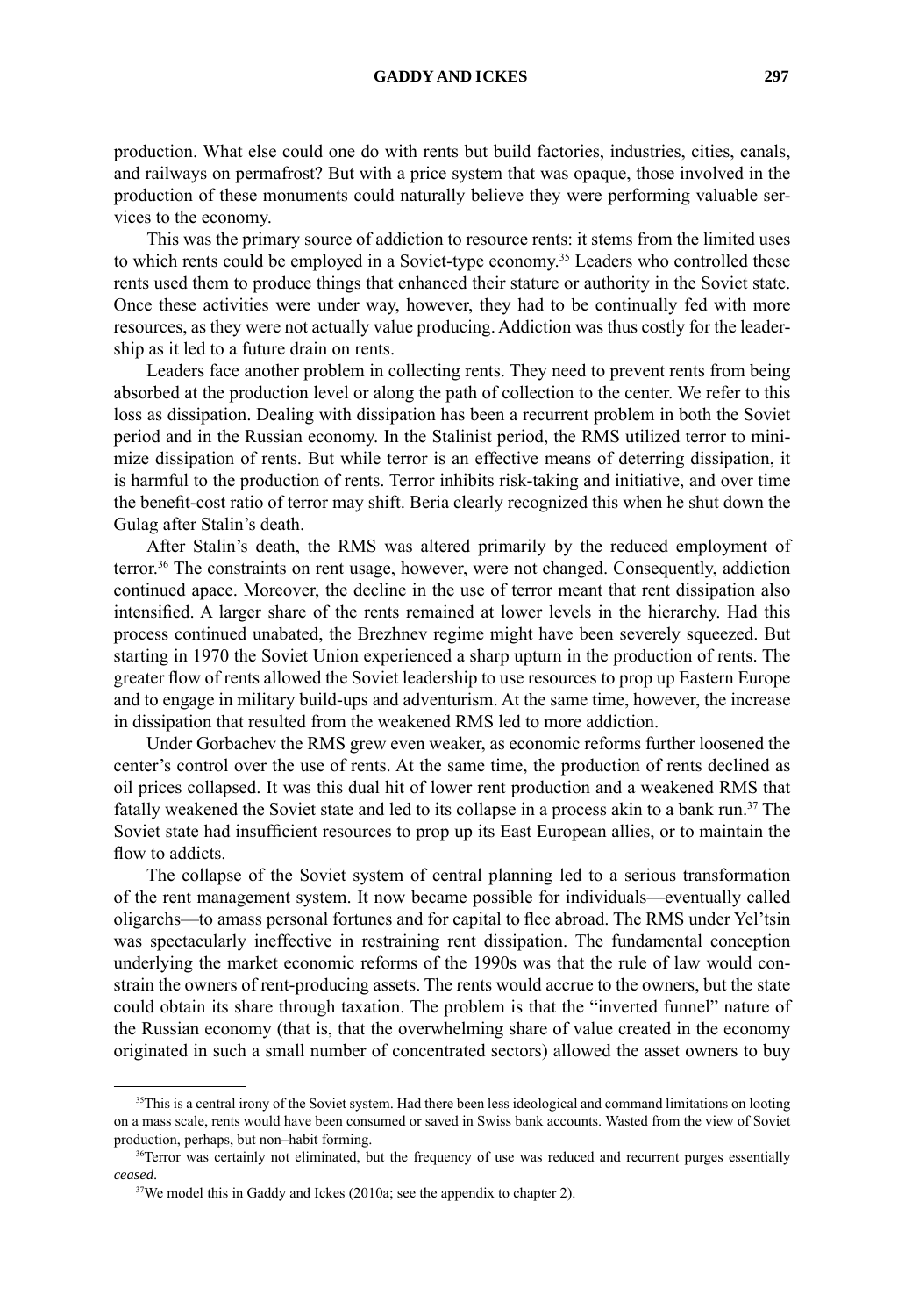production. What else could one do with rents but build factories, industries, cities, canals, and railways on permafrost? But with a price system that was opaque, those involved in the production of these monuments could naturally believe they were performing valuable services to the economy.

This was the primary source of addiction to resource rents: it stems from the limited uses to which rents could be employed in a Soviet-type economy.[35] Leaders who controlled these rents used them to produce things that enhanced their stature or authority in the Soviet state. Once these activities were under way, however, they had to be continually fed with more resources, as they were not actually value producing. Addiction was thus costly for the leadership as it led to a future drain on rents.

Leaders face another problem in collecting rents. They need to prevent rents from being absorbed at the production level or along the path of collection to the center. We refer to this loss as dissipation. Dealing with dissipation has been a recurrent problem in both the Soviet period and in the Russian economy. In the Stalinist period, the RMS utilized terror to minimize dissipation of rents. But while terror is an effective means of deterring dissipation, it is harmful to the production of rents. Terror inhibits risk-taking and initiative, and over time the benefit-cost ratio of terror may shift. Beria clearly recognized this when he shut down the Gulag after Stalin's death.

After Stalin's death, the RMS was altered primarily by the reduced employment of terror.[36] The constraints on rent usage, however, were not changed. Consequently, addiction continued apace. Moreover, the decline in the use of terror meant that rent dissipation also intensified. A larger share of the rents remained at lower levels in the hierarchy. Had this process continued unabated, the Brezhnev regime might have been severely squeezed. But starting in 1970 the Soviet Union experienced a sharp upturn in the production of rents. The greater flow of rents allowed the Soviet leadership to use resources to prop up Eastern Europe and to engage in military build-ups and adventurism. At the same time, however, the increase in dissipation that resulted from the weakened RMS led to more addiction.

Under Gorbachev the RMS grew even weaker, as economic reforms further loosened the center's control over the use of rents. At the same time, the production of rents declined as oil prices collapsed. It was this dual hit of lower rent production and a weakened RMS that fatally weakened the Soviet state and led to its collapse in a process akin to a bank run.[37] The Soviet state had insufficient resources to prop up its East European allies, or to maintain the flow to addicts.

The collapse of the Soviet system of central planning led to a serious transformation of the rent management system. It now became possible for individuals—eventually called oligarchs—to amass personal fortunes and for capital to flee abroad. The RMS under Yel'tsin was spectacularly ineffective in restraining rent dissipation. The fundamental conception underlying the market economic reforms of the 1990s was that the rule of law would constrain the owners of rent-producing assets. The rents would accrue to the owners, but the state could obtain its share through taxation. The problem is that the "inverted funnel" nature of the Russian economy (that is, that the overwhelming share of value created in the economy originated in such a small number of concentrated sectors) allowed the asset owners to buy

---

[35]This is a central irony of the Soviet system. Had there been less ideological and command limitations on looting on a mass scale, rents would have been consumed or saved in Swiss bank accounts. Wasted from the view of Soviet production, perhaps, but non–habit forming.

[36]Terror was certainly not eliminated, but the frequency of use was reduced and recurrent purges essentially *ceased*.

[37]We model this in Gaddy and Ickes (2010a; see the appendix to chapter 2).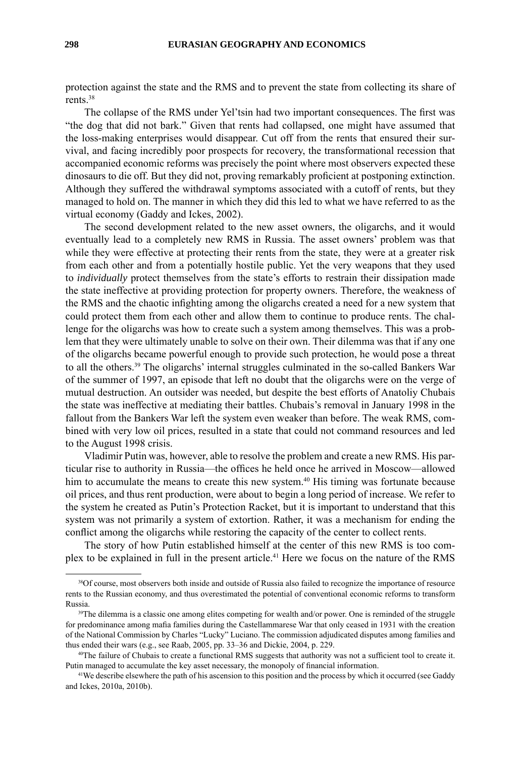protection against the state and the RMS and to prevent the state from collecting its share of rents.[38]

The collapse of the RMS under Yel'tsin had two important consequences. The first was "the dog that did not bark." Given that rents had collapsed, one might have assumed that the loss-making enterprises would disappear. Cut off from the rents that ensured their survival, and facing incredibly poor prospects for recovery, the transformational recession that accompanied economic reforms was precisely the point where most observers expected these dinosaurs to die off. But they did not, proving remarkably proficient at postponing extinction. Although they suffered the withdrawal symptoms associated with a cutoff of rents, but they managed to hold on. The manner in which they did this led to what we have referred to as the virtual economy (Gaddy and Ickes, 2002).

The second development related to the new asset owners, the oligarchs, and it would eventually lead to a completely new RMS in Russia. The asset owners' problem was that while they were effective at protecting their rents from the state, they were at a greater risk from each other and from a potentially hostile public. Yet the very weapons that they used to *individually* protect themselves from the state's efforts to restrain their dissipation made the state ineffective at providing protection for property owners. Therefore, the weakness of the RMS and the chaotic infighting among the oligarchs created a need for a new system that could protect them from each other and allow them to continue to produce rents. The challenge for the oligarchs was how to create such a system among themselves. This was a problem that they were ultimately unable to solve on their own. Their dilemma was that if any one of the oligarchs became powerful enough to provide such protection, he would pose a threat to all the others.[39] The oligarchs' internal struggles culminated in the so-called Bankers War of the summer of 1997, an episode that left no doubt that the oligarchs were on the verge of mutual destruction. An outsider was needed, but despite the best efforts of Anatoliy Chubais the state was ineffective at mediating their battles. Chubais's removal in January 1998 in the fallout from the Bankers War left the system even weaker than before. The weak RMS, combined with very low oil prices, resulted in a state that could not command resources and led to the August 1998 crisis.

Vladimir Putin was, however, able to resolve the problem and create a new RMS. His particular rise to authority in Russia—the offices he held once he arrived in Moscow—allowed him to accumulate the means to create this new system.[40] His timing was fortunate because oil prices, and thus rent production, were about to begin a long period of increase. We refer to the system he created as Putin's Protection Racket, but it is important to understand that this system was not primarily a system of extortion. Rather, it was a mechanism for ending the conflict among the oligarchs while restoring the capacity of the center to collect rents.

The story of how Putin established himself at the center of this new RMS is too complex to be explained in full in the present article.[41] Here we focus on the nature of the RMS

---

[38]Of course, most observers both inside and outside of Russia also failed to recognize the importance of resource rents to the Russian economy, and thus overestimated the potential of conventional economic reforms to transform Russia.

[39]The dilemma is a classic one among elites competing for wealth and/or power. One is reminded of the struggle for predominance among mafia families during the Castellammarese War that only ceased in 1931 with the creation of the National Commission by Charles "Lucky" Luciano. The commission adjudicated disputes among families and thus ended their wars (e.g., see Raab, 2005, pp. 33–36 and Dickie, 2004, p. 229.

[40]The failure of Chubais to create a functional RMS suggests that authority was not a sufficient tool to create it. Putin managed to accumulate the key asset necessary, the monopoly of financial information.

[41]We describe elsewhere the path of his ascension to this position and the process by which it occurred (see Gaddy and Ickes, 2010a, 2010b).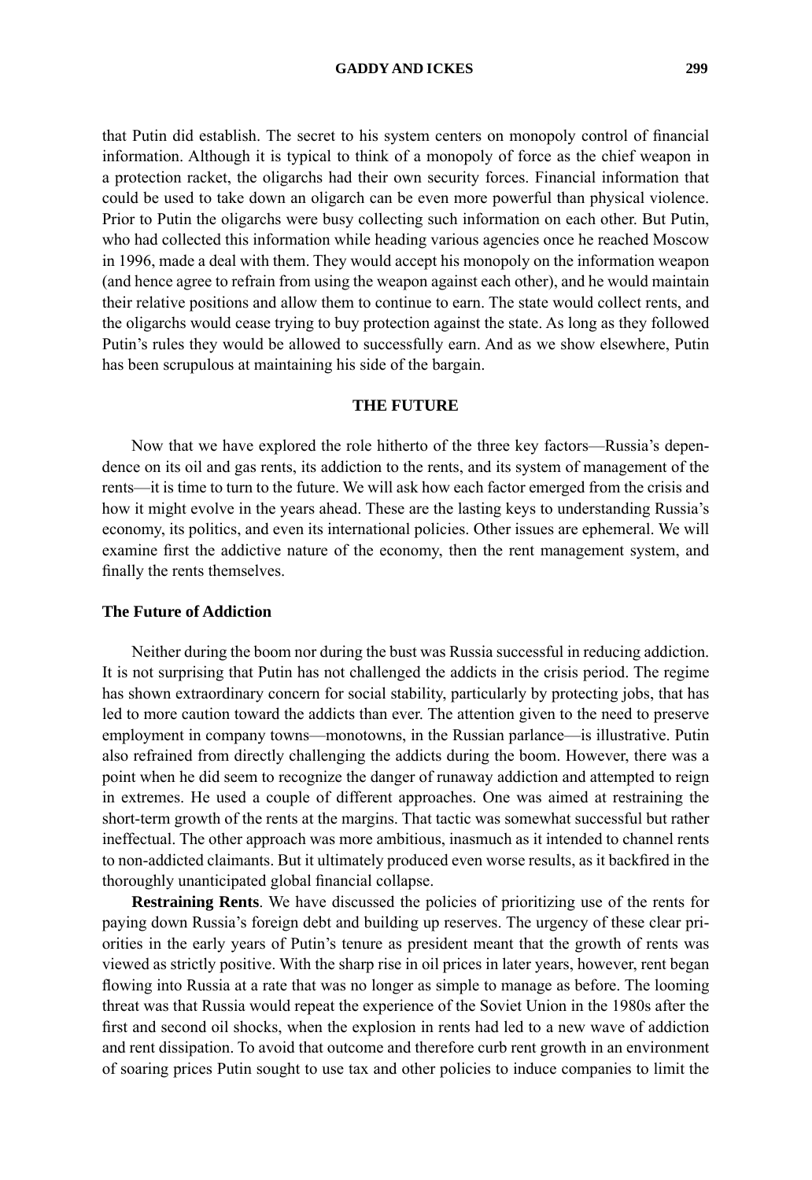that Putin did establish. The secret to his system centers on monopoly control of financial information. Although it is typical to think of a monopoly of force as the chief weapon in a protection racket, the oligarchs had their own security forces. Financial information that could be used to take down an oligarch can be even more powerful than physical violence. Prior to Putin the oligarchs were busy collecting such information on each other. But Putin, who had collected this information while heading various agencies once he reached Moscow in 1996, made a deal with them. They would accept his monopoly on the information weapon (and hence agree to refrain from using the weapon against each other), and he would maintain their relative positions and allow them to continue to earn. The state would collect rents, and the oligarchs would cease trying to buy protection against the state. As long as they followed Putin's rules they would be allowed to successfully earn. And as we show elsewhere, Putin has been scrupulous at maintaining his side of the bargain.

## THE FUTURE

Now that we have explored the role hitherto of the three key factors—Russia's dependence on its oil and gas rents, its addiction to the rents, and its system of management of the rents—it is time to turn to the future. We will ask how each factor emerged from the crisis and how it might evolve in the years ahead. These are the lasting keys to understanding Russia's economy, its politics, and even its international policies. Other issues are ephemeral. We will examine first the addictive nature of the economy, then the rent management system, and finally the rents themselves.

### The Future of Addiction

Neither during the boom nor during the bust was Russia successful in reducing addiction. It is not surprising that Putin has not challenged the addicts in the crisis period. The regime has shown extraordinary concern for social stability, particularly by protecting jobs, that has led to more caution toward the addicts than ever. The attention given to the need to preserve employment in company towns—monotowns, in the Russian parlance—is illustrative. Putin also refrained from directly challenging the addicts during the boom. However, there was a point when he did seem to recognize the danger of runaway addiction and attempted to reign in extremes. He used a couple of different approaches. One was aimed at restraining the short-term growth of the rents at the margins. That tactic was somewhat successful but rather ineffectual. The other approach was more ambitious, inasmuch as it intended to channel rents to non-addicted claimants. But it ultimately produced even worse results, as it backfired in the thoroughly unanticipated global financial collapse.

**Restraining Rents**. We have discussed the policies of prioritizing use of the rents for paying down Russia's foreign debt and building up reserves. The urgency of these clear priorities in the early years of Putin's tenure as president meant that the growth of rents was viewed as strictly positive. With the sharp rise in oil prices in later years, however, rent began flowing into Russia at a rate that was no longer as simple to manage as before. The looming threat was that Russia would repeat the experience of the Soviet Union in the 1980s after the first and second oil shocks, when the explosion in rents had led to a new wave of addiction and rent dissipation. To avoid that outcome and therefore curb rent growth in an environment of soaring prices Putin sought to use tax and other policies to induce companies to limit the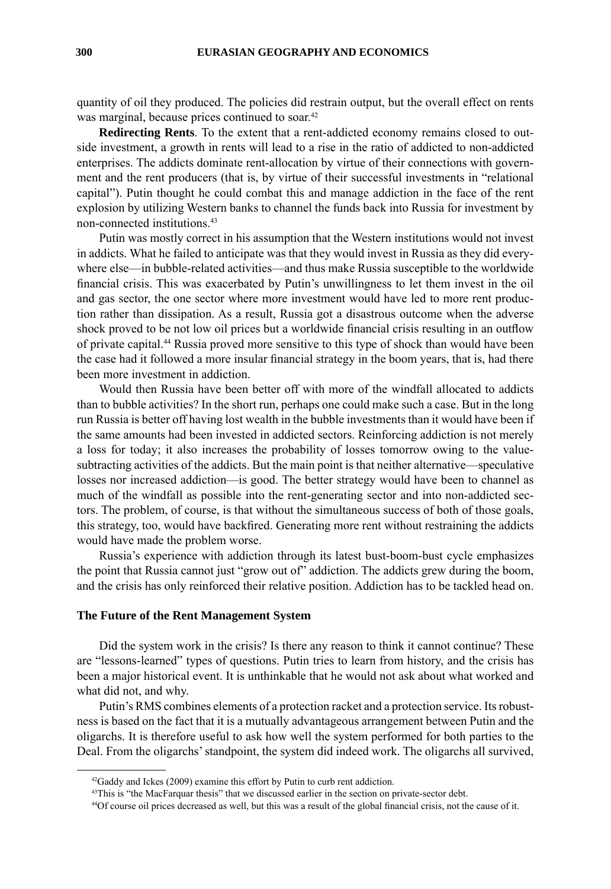quantity of oil they produced. The policies did restrain output, but the overall effect on rents was marginal, because prices continued to soar.[42]

**Redirecting Rents**. To the extent that a rent-addicted economy remains closed to outside investment, a growth in rents will lead to a rise in the ratio of addicted to non-addicted enterprises. The addicts dominate rent-allocation by virtue of their connections with government and the rent producers (that is, by virtue of their successful investments in "relational capital"). Putin thought he could combat this and manage addiction in the face of the rent explosion by utilizing Western banks to channel the funds back into Russia for investment by non-connected institutions.[43]

Putin was mostly correct in his assumption that the Western institutions would not invest in addicts. What he failed to anticipate was that they would invest in Russia as they did everywhere else—in bubble-related activities—and thus make Russia susceptible to the worldwide financial crisis. This was exacerbated by Putin's unwillingness to let them invest in the oil and gas sector, the one sector where more investment would have led to more rent production rather than dissipation. As a result, Russia got a disastrous outcome when the adverse shock proved to be not low oil prices but a worldwide financial crisis resulting in an outflow of private capital.[44] Russia proved more sensitive to this type of shock than would have been the case had it followed a more insular financial strategy in the boom years, that is, had there been more investment in addiction.

Would then Russia have been better off with more of the windfall allocated to addicts than to bubble activities? In the short run, perhaps one could make such a case. But in the long run Russia is better off having lost wealth in the bubble investments than it would have been if the same amounts had been invested in addicted sectors. Reinforcing addiction is not merely a loss for today; it also increases the probability of losses tomorrow owing to the value-subtracting activities of the addicts. But the main point is that neither alternative—speculative losses nor increased addiction—is good. The better strategy would have been to channel as much of the windfall as possible into the rent-generating sector and into non-addicted sectors. The problem, of course, is that without the simultaneous success of both of those goals, this strategy, too, would have backfired. Generating more rent without restraining the addicts would have made the problem worse.

Russia's experience with addiction through its latest bust-boom-bust cycle emphasizes the point that Russia cannot just "grow out of" addiction. The addicts grew during the boom, and the crisis has only reinforced their relative position. Addiction has to be tackled head on.

## The Future of the Rent Management System

Did the system work in the crisis? Is there any reason to think it cannot continue? These are "lessons-learned" types of questions. Putin tries to learn from history, and the crisis has been a major historical event. It is unthinkable that he would not ask about what worked and what did not, and why.

Putin's RMS combines elements of a protection racket and a protection service. Its robustness is based on the fact that it is a mutually advantageous arrangement between Putin and the oligarchs. It is therefore useful to ask how well the system performed for both parties to the Deal. From the oligarchs' standpoint, the system did indeed work. The oligarchs all survived,

---

[42] Gaddy and Ickes (2009) examine this effort by Putin to curb rent addiction.

[43] This is "the MacFarquar thesis" that we discussed earlier in the section on private-sector debt.

[44] Of course oil prices decreased as well, but this was a result of the global financial crisis, not the cause of it.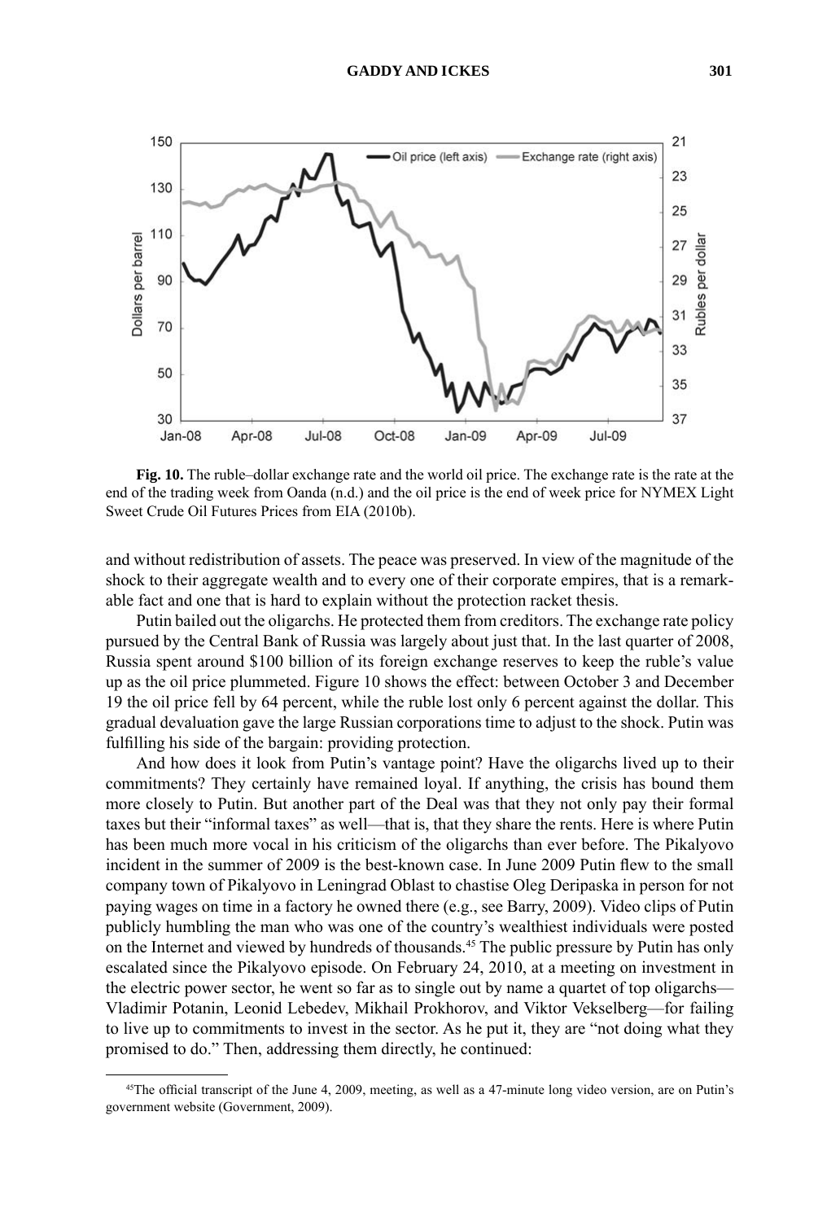**Fig. 10.** The ruble–dollar exchange rate and the world oil price. The exchange rate is the rate at the end of the trading week from Oanda (n.d.) and the oil price is the end of week price for NYMEX Light Sweet Crude Oil Futures Prices from EIA (2010b).

and without redistribution of assets. The peace was preserved. In view of the magnitude of the shock to their aggregate wealth and to every one of their corporate empires, that is a remarkable fact and one that is hard to explain without the protection racket thesis.

Putin bailed out the oligarchs. He protected them from creditors. The exchange rate policy pursued by the Central Bank of Russia was largely about just that. In the last quarter of 2008, Russia spent around \$100 billion of its foreign exchange reserves to keep the ruble's value up as the oil price plummeted. Figure 10 shows the effect: between October 3 and December 19 the oil price fell by 64 percent, while the ruble lost only 6 percent against the dollar. This gradual devaluation gave the large Russian corporations time to adjust to the shock. Putin was fulfilling his side of the bargain: providing protection.

And how does it look from Putin's vantage point? Have the oligarchs lived up to their commitments? They certainly have remained loyal. If anything, the crisis has bound them more closely to Putin. But another part of the Deal was that they not only pay their formal taxes but their "informal taxes" as well—that is, that they share the rents. Here is where Putin has been much more vocal in his criticism of the oligarchs than ever before. The Pikalyovo incident in the summer of 2009 is the best-known case. In June 2009 Putin flew to the small company town of Pikalyovo in Leningrad Oblast to chastise Oleg Deripaska in person for not paying wages on time in a factory he owned there (e.g., see Barry, 2009). Video clips of Putin publicly humbling the man who was one of the country's wealthiest individuals were posted on the Internet and viewed by hundreds of thousands.[45] The public pressure by Putin has only escalated since the Pikalyovo episode. On February 24, 2010, at a meeting on investment in the electric power sector, he went so far as to single out by name a quartet of top oligarchs—Vladimir Potanin, Leonid Lebedev, Mikhail Prokhorov, and Viktor Vekselberg—for failing to live up to commitments to invest in the sector. As he put it, they are "not doing what they promised to do." Then, addressing them directly, he continued:

[45]The official transcript of the June 4, 2009, meeting, as well as a 47-minute long video version, are on Putin's government website (Government, 2009).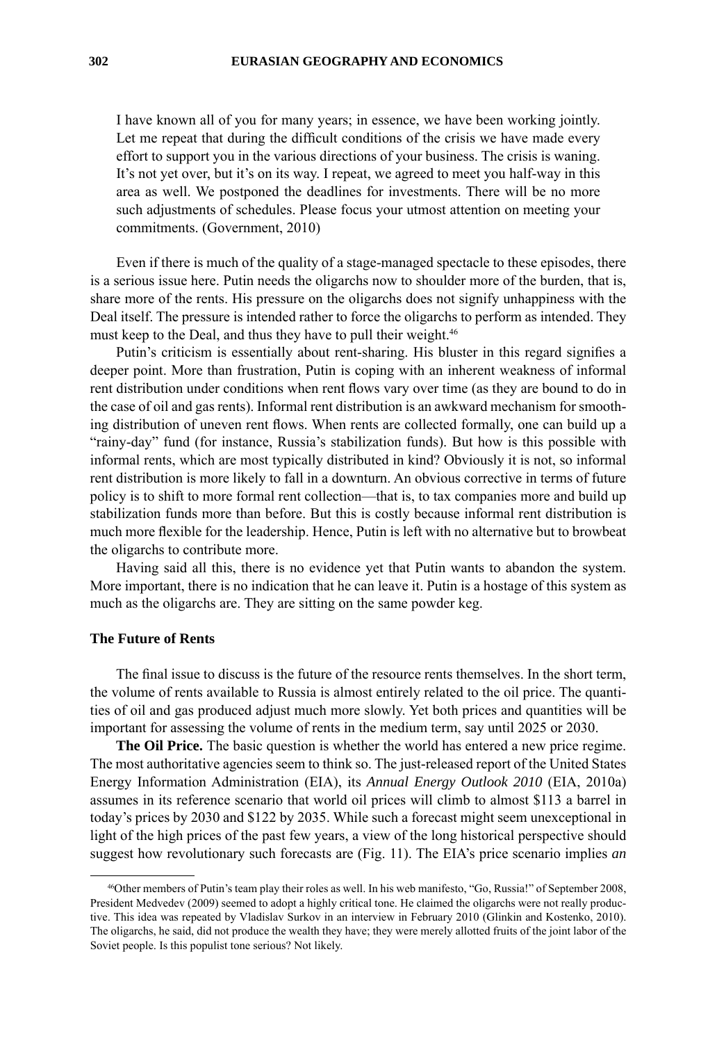> I have known all of you for many years; in essence, we have been working jointly. Let me repeat that during the difficult conditions of the crisis we have made every effort to support you in the various directions of your business. The crisis is waning. It's not yet over, but it's on its way. I repeat, we agreed to meet you half-way in this area as well. We postponed the deadlines for investments. There will be no more such adjustments of schedules. Please focus your utmost attention on meeting your commitments. (Government, 2010)

Even if there is much of the quality of a stage-managed spectacle to these episodes, there is a serious issue here. Putin needs the oligarchs now to shoulder more of the burden, that is, share more of the rents. His pressure on the oligarchs does not signify unhappiness with the Deal itself. The pressure is intended rather to force the oligarchs to perform as intended. They must keep to the Deal, and thus they have to pull their weight.[46]

Putin's criticism is essentially about rent-sharing. His bluster in this regard signifies a deeper point. More than frustration, Putin is coping with an inherent weakness of informal rent distribution under conditions when rent flows vary over time (as they are bound to do in the case of oil and gas rents). Informal rent distribution is an awkward mechanism for smoothing distribution of uneven rent flows. When rents are collected formally, one can build up a "rainy-day" fund (for instance, Russia's stabilization funds). But how is this possible with informal rents, which are most typically distributed in kind? Obviously it is not, so informal rent distribution is more likely to fall in a downturn. An obvious corrective in terms of future policy is to shift to more formal rent collection—that is, to tax companies more and build up stabilization funds more than before. But this is costly because informal rent distribution is much more flexible for the leadership. Hence, Putin is left with no alternative but to browbeat the oligarchs to contribute more.

Having said all this, there is no evidence yet that Putin wants to abandon the system. More important, there is no indication that he can leave it. Putin is a hostage of this system as much as the oligarchs are. They are sitting on the same powder keg.

### The Future of Rents

The final issue to discuss is the future of the resource rents themselves. In the short term, the volume of rents available to Russia is almost entirely related to the oil price. The quantities of oil and gas produced adjust much more slowly. Yet both prices and quantities will be important for assessing the volume of rents in the medium term, say until 2025 or 2030.

**The Oil Price.** The basic question is whether the world has entered a new price regime. The most authoritative agencies seem to think so. The just-released report of the United States Energy Information Administration (EIA), its *Annual Energy Outlook 2010* (EIA, 2010a) assumes in its reference scenario that world oil prices will climb to almost \$113 a barrel in today's prices by 2030 and \$122 by 2035. While such a forecast might seem unexceptional in light of the high prices of the past few years, a view of the long historical perspective should suggest how revolutionary such forecasts are (Fig. 11). The EIA's price scenario implies *an*

---

[46]Other members of Putin's team play their roles as well. In his web manifesto, "Go, Russia!" of September 2008, President Medvedev (2009) seemed to adopt a highly critical tone. He claimed the oligarchs were not really productive. This idea was repeated by Vladislav Surkov in an interview in February 2010 (Glinkin and Kostenko, 2010). The oligarchs, he said, did not produce the wealth they have; they were merely allotted fruits of the joint labor of the Soviet people. Is this populist tone serious? Not likely.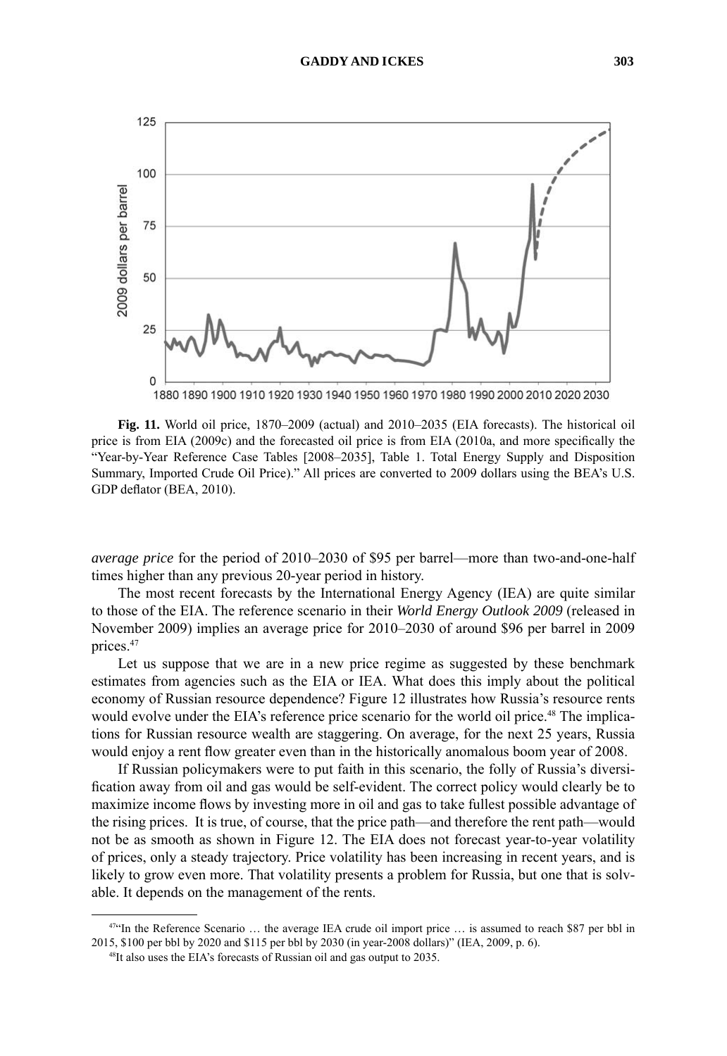**Fig. 11.** World oil price, 1870–2009 (actual) and 2010–2035 (EIA forecasts). The historical oil price is from EIA (2009c) and the forecasted oil price is from EIA (2010a, and more specifically the "Year-by-Year Reference Case Tables [2008–2035], Table 1. Total Energy Supply and Disposition Summary, Imported Crude Oil Price)." All prices are converted to 2009 dollars using the BEA's U.S. GDP deflator (BEA, 2010).

*average price* for the period of 2010–2030 of $95 per barrel—more than two-and-one-half times higher than any previous 20-year period in history.

The most recent forecasts by the International Energy Agency (IEA) are quite similar to those of the EIA. The reference scenario in their *World Energy Outlook 2009* (released in November 2009) implies an average price for 2010–2030 of around $96 per barrel in 2009 prices.[47]

Let us suppose that we are in a new price regime as suggested by these benchmark estimates from agencies such as the EIA or IEA. What does this imply about the political economy of Russian resource dependence? Figure 12 illustrates how Russia's resource rents would evolve under the EIA's reference price scenario for the world oil price.[48] The implications for Russian resource wealth are staggering. On average, for the next 25 years, Russia would enjoy a rent flow greater even than in the historically anomalous boom year of 2008.

If Russian policymakers were to put faith in this scenario, the folly of Russia's diversification away from oil and gas would be self-evident. The correct policy would clearly be to maximize income flows by investing more in oil and gas to take fullest possible advantage of the rising prices. It is true, of course, that the price path—and therefore the rent path—would not be as smooth as shown in Figure 12. The EIA does not forecast year-to-year volatility of prices, only a steady trajectory. Price volatility has been increasing in recent years, and is likely to grow even more. That volatility presents a problem for Russia, but one that is solvable. It depends on the management of the rents.

---

[47]"In the Reference Scenario … the average IEA crude oil import price … is assumed to reach $87 per bbl in 2015, $100 per bbl by 2020 and $115 per bbl by 2030 (in year-2008 dollars)" (IEA, 2009, p. 6).

[48]It also uses the EIA's forecasts of Russian oil and gas output to 2035.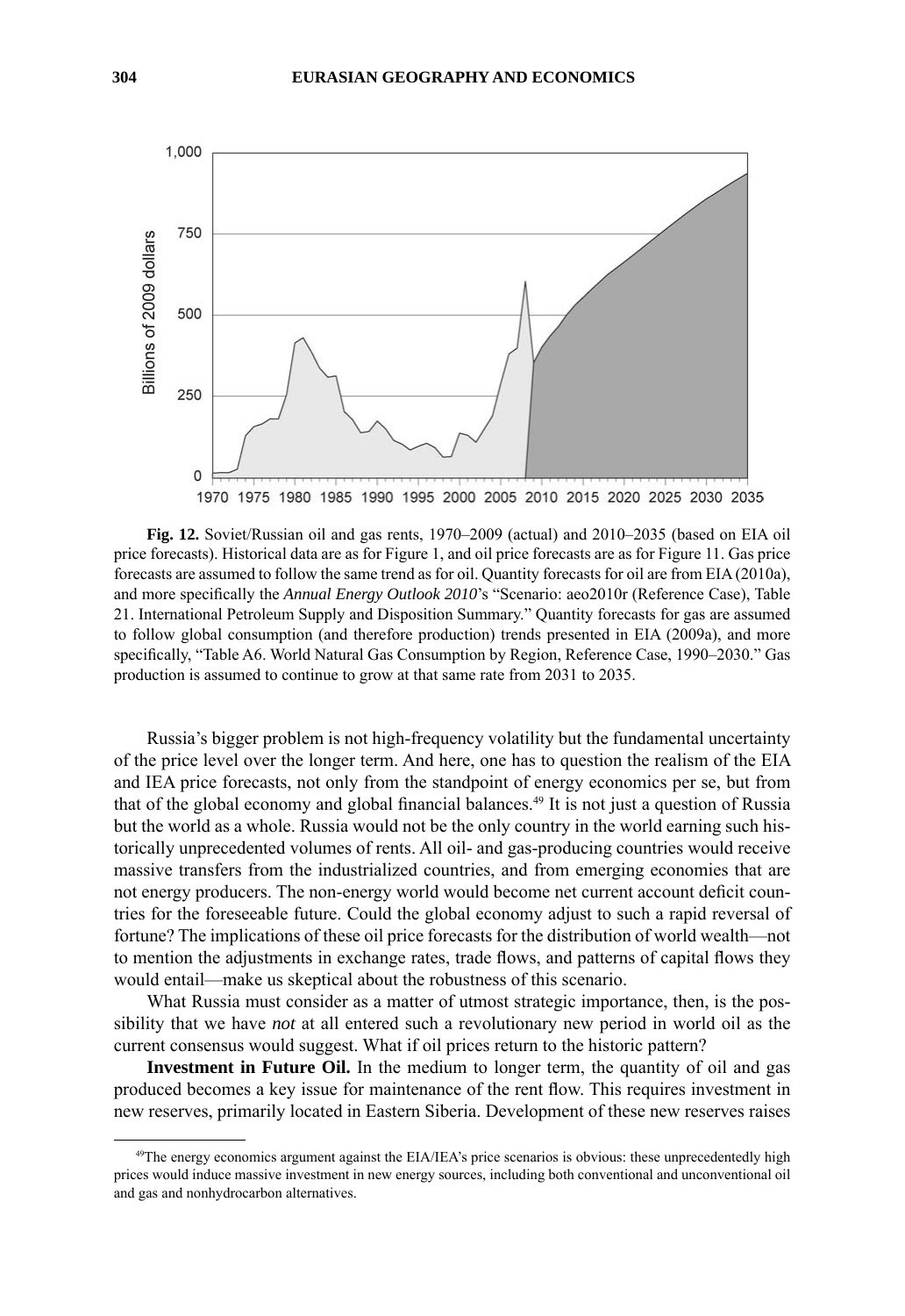**Fig. 12.** Soviet/Russian oil and gas rents, 1970–2009 (actual) and 2010–2035 (based on EIA oil price forecasts). Historical data are as for Figure 1, and oil price forecasts are as for Figure 11. Gas price forecasts are assumed to follow the same trend as for oil. Quantity forecasts for oil are from EIA (2010a), and more specifically the *Annual Energy Outlook 2010*'s "Scenario: aeo2010r (Reference Case), Table 21. International Petroleum Supply and Disposition Summary." Quantity forecasts for gas are assumed to follow global consumption (and therefore production) trends presented in EIA (2009a), and more specifically, "Table A6. World Natural Gas Consumption by Region, Reference Case, 1990–2030." Gas production is assumed to continue to grow at that same rate from 2031 to 2035.

Russia's bigger problem is not high-frequency volatility but the fundamental uncertainty of the price level over the longer term. And here, one has to question the realism of the EIA and IEA price forecasts, not only from the standpoint of energy economics per se, but from that of the global economy and global financial balances.[49] It is not just a question of Russia but the world as a whole. Russia would not be the only country in the world earning such historically unprecedented volumes of rents. All oil- and gas-producing countries would receive massive transfers from the industrialized countries, and from emerging economies that are not energy producers. The non-energy world would become net current account deficit countries for the foreseeable future. Could the global economy adjust to such a rapid reversal of fortune? The implications of these oil price forecasts for the distribution of world wealth—not to mention the adjustments in exchange rates, trade flows, and patterns of capital flows they would entail—make us skeptical about the robustness of this scenario.

What Russia must consider as a matter of utmost strategic importance, then, is the possibility that we have *not* at all entered such a revolutionary new period in world oil as the current consensus would suggest. What if oil prices return to the historic pattern?

**Investment in Future Oil.** In the medium to longer term, the quantity of oil and gas produced becomes a key issue for maintenance of the rent flow. This requires investment in new reserves, primarily located in Eastern Siberia. Development of these new reserves raises

---

[49]The energy economics argument against the EIA/IEA's price scenarios is obvious: these unprecedentedly high prices would induce massive investment in new energy sources, including both conventional and unconventional oil and gas and nonhydrocarbon alternatives.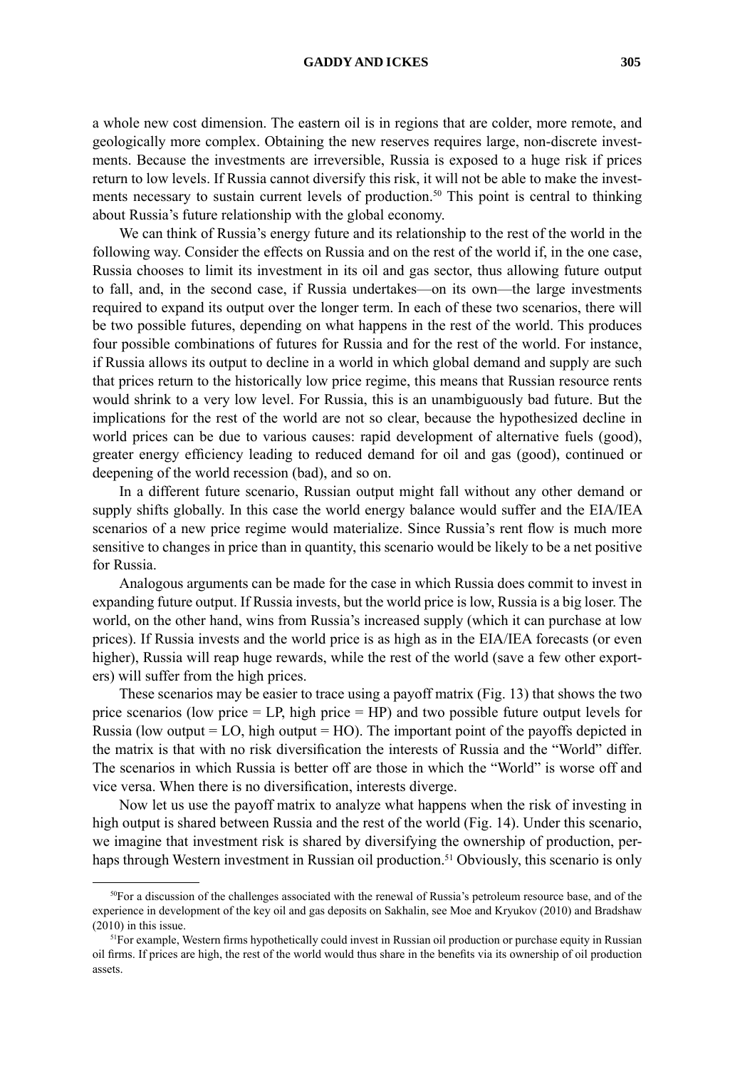a whole new cost dimension. The eastern oil is in regions that are colder, more remote, and geologically more complex. Obtaining the new reserves requires large, non-discrete investments. Because the investments are irreversible, Russia is exposed to a huge risk if prices return to low levels. If Russia cannot diversify this risk, it will not be able to make the investments necessary to sustain current levels of production.[50] This point is central to thinking about Russia's future relationship with the global economy.

We can think of Russia's energy future and its relationship to the rest of the world in the following way. Consider the effects on Russia and on the rest of the world if, in the one case, Russia chooses to limit its investment in its oil and gas sector, thus allowing future output to fall, and, in the second case, if Russia undertakes—on its own—the large investments required to expand its output over the longer term. In each of these two scenarios, there will be two possible futures, depending on what happens in the rest of the world. This produces four possible combinations of futures for Russia and for the rest of the world. For instance, if Russia allows its output to decline in a world in which global demand and supply are such that prices return to the historically low price regime, this means that Russian resource rents would shrink to a very low level. For Russia, this is an unambiguously bad future. But the implications for the rest of the world are not so clear, because the hypothesized decline in world prices can be due to various causes: rapid development of alternative fuels (good), greater energy efficiency leading to reduced demand for oil and gas (good), continued or deepening of the world recession (bad), and so on.

In a different future scenario, Russian output might fall without any other demand or supply shifts globally. In this case the world energy balance would suffer and the EIA/IEA scenarios of a new price regime would materialize. Since Russia's rent flow is much more sensitive to changes in price than in quantity, this scenario would be likely to be a net positive for Russia.

Analogous arguments can be made for the case in which Russia does commit to invest in expanding future output. If Russia invests, but the world price is low, Russia is a big loser. The world, on the other hand, wins from Russia's increased supply (which it can purchase at low prices). If Russia invests and the world price is as high as in the EIA/IEA forecasts (or even higher), Russia will reap huge rewards, while the rest of the world (save a few other exporters) will suffer from the high prices.

These scenarios may be easier to trace using a payoff matrix (Fig. 13) that shows the two price scenarios (low price = LP, high price = HP) and two possible future output levels for Russia (low output = LO, high output = HO). The important point of the payoffs depicted in the matrix is that with no risk diversification the interests of Russia and the "World" differ. The scenarios in which Russia is better off are those in which the "World" is worse off and vice versa. When there is no diversification, interests diverge.

Now let us use the payoff matrix to analyze what happens when the risk of investing in high output is shared between Russia and the rest of the world (Fig. 14). Under this scenario, we imagine that investment risk is shared by diversifying the ownership of production, perhaps through Western investment in Russian oil production.[51] Obviously, this scenario is only

---

[50] For a discussion of the challenges associated with the renewal of Russia's petroleum resource base, and of the experience in development of the key oil and gas deposits on Sakhalin, see Moe and Kryukov (2010) and Bradshaw (2010) in this issue.

[51] For example, Western firms hypothetically could invest in Russian oil production or purchase equity in Russian oil firms. If prices are high, the rest of the world would thus share in the benefits via its ownership of oil production assets.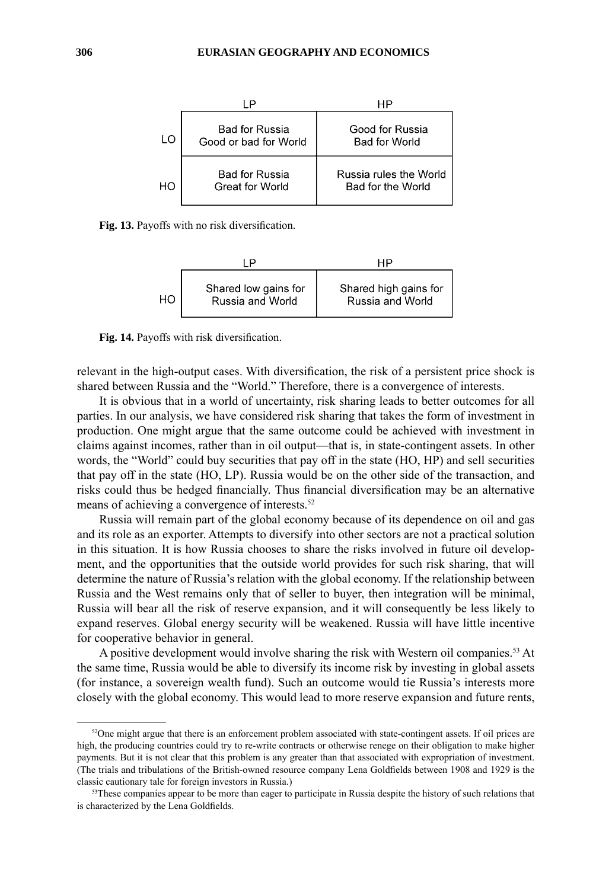| | LP | HP |
|---|---|---|
| LO | Bad for Russia<br>Good or bad for World | Good for Russia<br>Bad for World |
| HO | Bad for Russia<br>Great for World | Russia rules the World<br>Bad for the World |

**Fig. 13.** Payoffs with no risk diversification.

| | LP | HP |
|---|---|---|
| HO | Shared low gains for Russia and World | Shared high gains for Russia and World |

**Fig. 14.** Payoffs with risk diversification.

relevant in the high-output cases. With diversification, the risk of a persistent price shock is shared between Russia and the "World." Therefore, there is a convergence of interests.

It is obvious that in a world of uncertainty, risk sharing leads to better outcomes for all parties. In our analysis, we have considered risk sharing that takes the form of investment in production. One might argue that the same outcome could be achieved with investment in claims against incomes, rather than in oil output—that is, in state-contingent assets. In other words, the "World" could buy securities that pay off in the state (HO, HP) and sell securities that pay off in the state (HO, LP). Russia would be on the other side of the transaction, and risks could thus be hedged financially. Thus financial diversification may be an alternative means of achieving a convergence of interests.[52]

Russia will remain part of the global economy because of its dependence on oil and gas and its role as an exporter. Attempts to diversify into other sectors are not a practical solution in this situation. It is how Russia chooses to share the risks involved in future oil development, and the opportunities that the outside world provides for such risk sharing, that will determine the nature of Russia's relation with the global economy. If the relationship between Russia and the West remains only that of seller to buyer, then integration will be minimal, Russia will bear all the risk of reserve expansion, and it will consequently be less likely to expand reserves. Global energy security will be weakened. Russia will have little incentive for cooperative behavior in general.

A positive development would involve sharing the risk with Western oil companies.[53] At the same time, Russia would be able to diversify its income risk by investing in global assets (for instance, a sovereign wealth fund). Such an outcome would tie Russia's interests more closely with the global economy. This would lead to more reserve expansion and future rents,

---

[52]One might argue that there is an enforcement problem associated with state-contingent assets. If oil prices are high, the producing countries could try to re-write contracts or otherwise renege on their obligation to make higher payments. But it is not clear that this problem is any greater than that associated with expropriation of investment. (The trials and tribulations of the British-owned resource company Lena Goldfields between 1908 and 1929 is the classic cautionary tale for foreign investors in Russia.)

[53]These companies appear to be more than eager to participate in Russia despite the history of such relations that is characterized by the Lena Goldfields.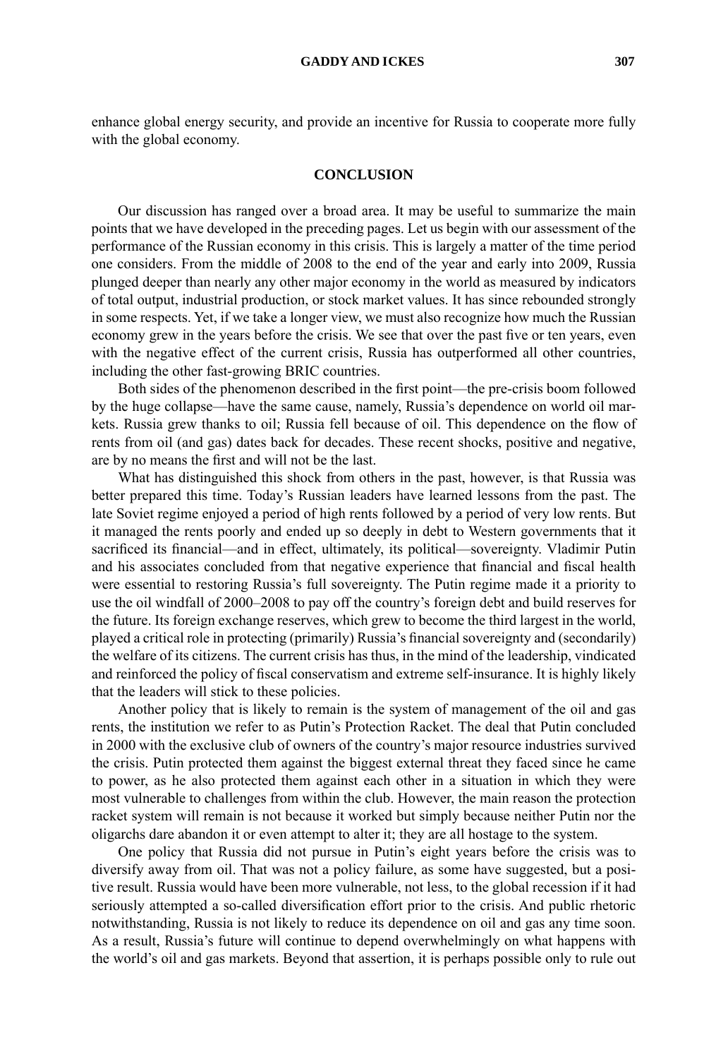enhance global energy security, and provide an incentive for Russia to cooperate more fully with the global economy.

## CONCLUSION

Our discussion has ranged over a broad area. It may be useful to summarize the main points that we have developed in the preceding pages. Let us begin with our assessment of the performance of the Russian economy in this crisis. This is largely a matter of the time period one considers. From the middle of 2008 to the end of the year and early into 2009, Russia plunged deeper than nearly any other major economy in the world as measured by indicators of total output, industrial production, or stock market values. It has since rebounded strongly in some respects. Yet, if we take a longer view, we must also recognize how much the Russian economy grew in the years before the crisis. We see that over the past five or ten years, even with the negative effect of the current crisis, Russia has outperformed all other countries, including the other fast-growing BRIC countries.

Both sides of the phenomenon described in the first point—the pre-crisis boom followed by the huge collapse—have the same cause, namely, Russia's dependence on world oil markets. Russia grew thanks to oil; Russia fell because of oil. This dependence on the flow of rents from oil (and gas) dates back for decades. These recent shocks, positive and negative, are by no means the first and will not be the last.

What has distinguished this shock from others in the past, however, is that Russia was better prepared this time. Today's Russian leaders have learned lessons from the past. The late Soviet regime enjoyed a period of high rents followed by a period of very low rents. But it managed the rents poorly and ended up so deeply in debt to Western governments that it sacrificed its financial—and in effect, ultimately, its political—sovereignty. Vladimir Putin and his associates concluded from that negative experience that financial and fiscal health were essential to restoring Russia's full sovereignty. The Putin regime made it a priority to use the oil windfall of 2000–2008 to pay off the country's foreign debt and build reserves for the future. Its foreign exchange reserves, which grew to become the third largest in the world, played a critical role in protecting (primarily) Russia's financial sovereignty and (secondarily) the welfare of its citizens. The current crisis has thus, in the mind of the leadership, vindicated and reinforced the policy of fiscal conservatism and extreme self-insurance. It is highly likely that the leaders will stick to these policies.

Another policy that is likely to remain is the system of management of the oil and gas rents, the institution we refer to as Putin's Protection Racket. The deal that Putin concluded in 2000 with the exclusive club of owners of the country's major resource industries survived the crisis. Putin protected them against the biggest external threat they faced since he came to power, as he also protected them against each other in a situation in which they were most vulnerable to challenges from within the club. However, the main reason the protection racket system will remain is not because it worked but simply because neither Putin nor the oligarchs dare abandon it or even attempt to alter it; they are all hostage to the system.

One policy that Russia did not pursue in Putin's eight years before the crisis was to diversify away from oil. That was not a policy failure, as some have suggested, but a positive result. Russia would have been more vulnerable, not less, to the global recession if it had seriously attempted a so-called diversification effort prior to the crisis. And public rhetoric notwithstanding, Russia is not likely to reduce its dependence on oil and gas any time soon. As a result, Russia's future will continue to depend overwhelmingly on what happens with the world's oil and gas markets. Beyond that assertion, it is perhaps possible only to rule out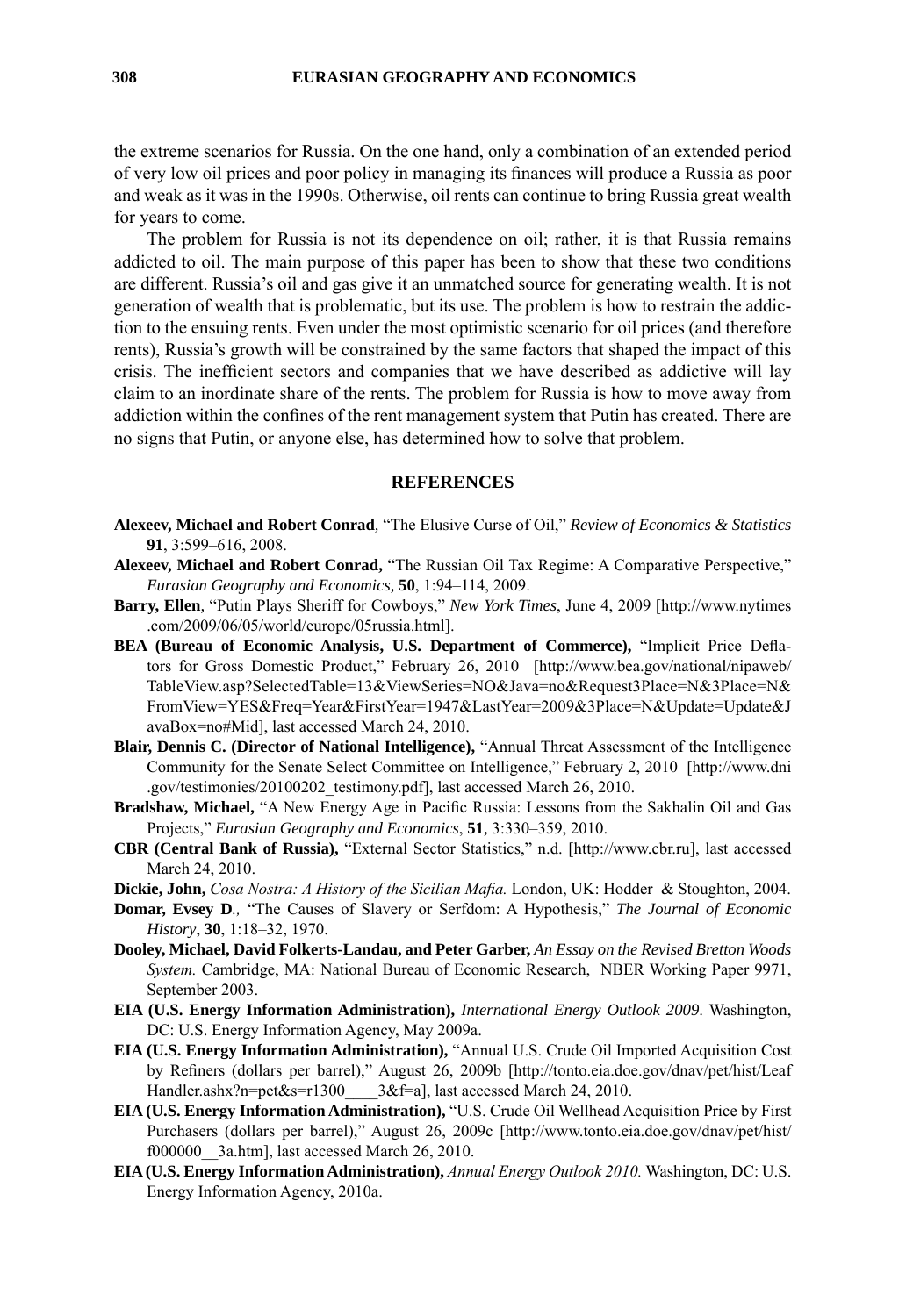the extreme scenarios for Russia. On the one hand, only a combination of an extended period of very low oil prices and poor policy in managing its finances will produce a Russia as poor and weak as it was in the 1990s. Otherwise, oil rents can continue to bring Russia great wealth for years to come.

The problem for Russia is not its dependence on oil; rather, it is that Russia remains addicted to oil. The main purpose of this paper has been to show that these two conditions are different. Russia's oil and gas give it an unmatched source for generating wealth. It is not generation of wealth that is problematic, but its use. The problem is how to restrain the addiction to the ensuing rents. Even under the most optimistic scenario for oil prices (and therefore rents), Russia's growth will be constrained by the same factors that shaped the impact of this crisis. The inefficient sectors and companies that we have described as addictive will lay claim to an inordinate share of the rents. The problem for Russia is how to move away from addiction within the confines of the rent management system that Putin has created. There are no signs that Putin, or anyone else, has determined how to solve that problem.

## REFERENCES

**Alexeev, Michael and Robert Conrad**, "The Elusive Curse of Oil," *Review of Economics & Statistics* **91**, 3:599–616, 2008.

**Alexeev, Michael and Robert Conrad,** "The Russian Oil Tax Regime: A Comparative Perspective," *Eurasian Geography and Economics,* **50**, 1:94–114, 2009.

**Barry, Ellen**, "Putin Plays Sheriff for Cowboys," *New York Times*, June 4, 2009 [http://www.nytimes.com/2009/06/05/world/europe/05russia.html].

**BEA (Bureau of Economic Analysis, U.S. Department of Commerce),** "Implicit Price Deflators for Gross Domestic Product," February 26, 2010 [http://www.bea.gov/national/nipaweb/TableView.asp?SelectedTable=13&ViewSeries=NO&Java=no&Request3Place=N&3Place=N&FromView=YES&Freq=Year&FirstYear=1947&LastYear=2009&3Place=N&Update=Update&JavaBox=no#Mid], last accessed March 24, 2010.

**Blair, Dennis C. (Director of National Intelligence),** "Annual Threat Assessment of the Intelligence Community for the Senate Select Committee on Intelligence," February 2, 2010 [http://www.dni.gov/testimonies/20100202_testimony.pdf], last accessed March 26, 2010.

**Bradshaw, Michael,** "A New Energy Age in Pacific Russia: Lessons from the Sakhalin Oil and Gas Projects," *Eurasian Geography and Economics*, **51**, 3:330–359, 2010.

**CBR (Central Bank of Russia),** "External Sector Statistics," n.d. [http://www.cbr.ru], last accessed March 24, 2010.

**Dickie, John,** *Cosa Nostra: A History of the Sicilian Mafia.* London, UK: Hodder & Stoughton, 2004.

**Domar, Evsey D**., "The Causes of Slavery or Serfdom: A Hypothesis," *The Journal of Economic History*, **30**, 1:18–32, 1970.

**Dooley, Michael, David Folkerts-Landau, and Peter Garber,** *An Essay on the Revised Bretton Woods System.* Cambridge, MA: National Bureau of Economic Research, NBER Working Paper 9971, September 2003.

**EIA (U.S. Energy Information Administration),** *International Energy Outlook 2009*. Washington, DC: U.S. Energy Information Agency, May 2009a.

**EIA (U.S. Energy Information Administration),** "Annual U.S. Crude Oil Imported Acquisition Cost by Refiners (dollars per barrel)," August 26, 2009b [http://tonto.eia.doe.gov/dnav/pet/hist/LeafHandler.ashx?n=pet&s=r1300____3&f=a], last accessed March 24, 2010.

**EIA (U.S. Energy Information Administration),** "U.S. Crude Oil Wellhead Acquisition Price by First Purchasers (dollars per barrel)," August 26, 2009c [http://www.tonto.eia.doe.gov/dnav/pet/hist/f000000__3a.htm], last accessed March 26, 2010.

**EIA (U.S. Energy Information Administration),** *Annual Energy Outlook 2010.* Washington, DC: U.S. Energy Information Agency, 2010a.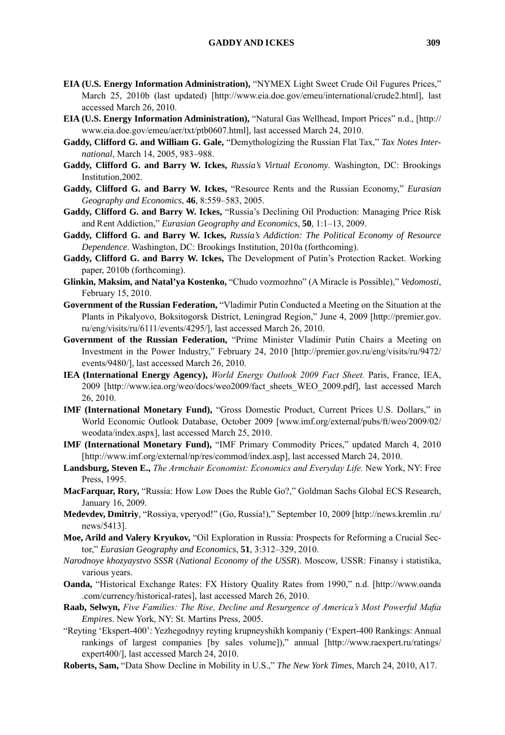**EIA (U.S. Energy Information Administration),** "NYMEX Light Sweet Crude Oil Fugures Prices," March 25, 2010b (last updated) [http://www.eia.doe.gov/emeu/international/crude2.html], last accessed March 26, 2010.

**EIA (U.S. Energy Information Administration),** "Natural Gas Wellhead, Import Prices" n.d., [http://www.eia.doe.gov/emeu/aer/txt/ptb0607.html], last accessed March 24, 2010.

**Gaddy, Clifford G. and William G. Gale,** "Demythologizing the Russian Flat Tax," *Tax Notes International*, March 14, 2005, 983–988.

**Gaddy, Clifford G. and Barry W. Ickes,** *Russia's Virtual Economy*. Washington, DC: Brookings Institution,2002.

**Gaddy, Clifford G. and Barry W. Ickes,** "Resource Rents and the Russian Economy," *Eurasian Geography and Economics*, **46**, 8:559–583, 2005.

**Gaddy, Clifford G. and Barry W. Ickes,** "Russia's Declining Oil Production: Managing Price Risk and Rent Addiction," *Eurasian Geography and Economics*, **50**, 1:1–13, 2009.

**Gaddy, Clifford G. and Barry W. Ickes,** *Russia's Addiction: The Political Economy of Resource Dependence*. Washington, DC: Brookings Institution, 2010a (forthcoming).

**Gaddy, Clifford G. and Barry W. Ickes,** The Development of Putin's Protection Racket. Working paper, 2010b (forthcoming).

**Glinkin, Maksim, and Natal'ya Kostenko,** "Chudo vozmozhno" (A Miracle is Possible)," *Vedomosti*, February 15, 2010.

**Government of the Russian Federation,** "Vladimir Putin Conducted a Meeting on the Situation at the Plants in Pikalyovo, Boksitogorsk District, Leningrad Region," June 4, 2009 [http://premier.gov.ru/eng/visits/ru/6111/events/4295/], last accessed March 26, 2010.

**Government of the Russian Federation,** "Prime Minister Vladimir Putin Chairs a Meeting on Investment in the Power Industry," February 24, 2010 [http://premier.gov.ru/eng/visits/ru/9472/events/9480/], last accessed March 26, 2010.

**IEA (International Energy Agency),** *World Energy Outlook 2009 Fact Sheet.* Paris, France, IEA, 2009 [http://www.iea.org/weo/docs/weo2009/fact_sheets_WEO_2009.pdf], last accessed March 26, 2010.

**IMF (International Monetary Fund),** "Gross Domestic Product, Current Prices U.S. Dollars," in World Economic Outlook Database, October 2009 [www.imf.org/external/pubs/ft/weo/2009/02/weodata/index.aspx], last accessed March 25, 2010.

**IMF (International Monetary Fund),** "IMF Primary Commodity Prices," updated March 4, 2010 [http://www.imf.org/external/np/res/commod/index.asp], last accessed March 24, 2010.

**Landsburg, Steven E.,** *The Armchair Economist: Economics and Everyday Life.* New York, NY: Free Press, 1995.

**MacFarquar, Rory,** "Russia: How Low Does the Ruble Go?," Goldman Sachs Global ECS Research, January 16, 2009.

**Medevdev, Dmitriy**, "Rossiya, vperyod!" (Go, Russia!)," September 10, 2009 [http://news.kremlin.ru/news/5413].

**Moe, Arild and Valery Kryukov,** "Oil Exploration in Russia: Prospects for Reforming a Crucial Sector," *Eurasian Geography and Economics*, **51**, 3:312–329, 2010.

*Narodnoye khozyaystvo SSSR* (*National Economy of the USSR*). Moscow, USSR: Finansy i statistika, various years.

**Oanda,** "Historical Exchange Rates: FX History Quality Rates from 1990," n.d. [http://www.oanda.com/currency/historical-rates], last accessed March 26, 2010.

**Raab, Selwyn,** *Five Families: The Rise, Decline and Resurgence of America's Most Powerful Mafia Empires*. New York, NY: St. Martins Press, 2005.

"Reyting 'Ekspert-400': Yezhegodnyy reyting krupneyshikh kompaniy ('Expert-400 Rankings: Annual rankings of largest companies [by sales volume])," annual [http://www.raexpert.ru/ratings/expert400/], last accessed March 24, 2010.

**Roberts, Sam,** "Data Show Decline in Mobility in U.S.," *The New York Times*, March 24, 2010, A17.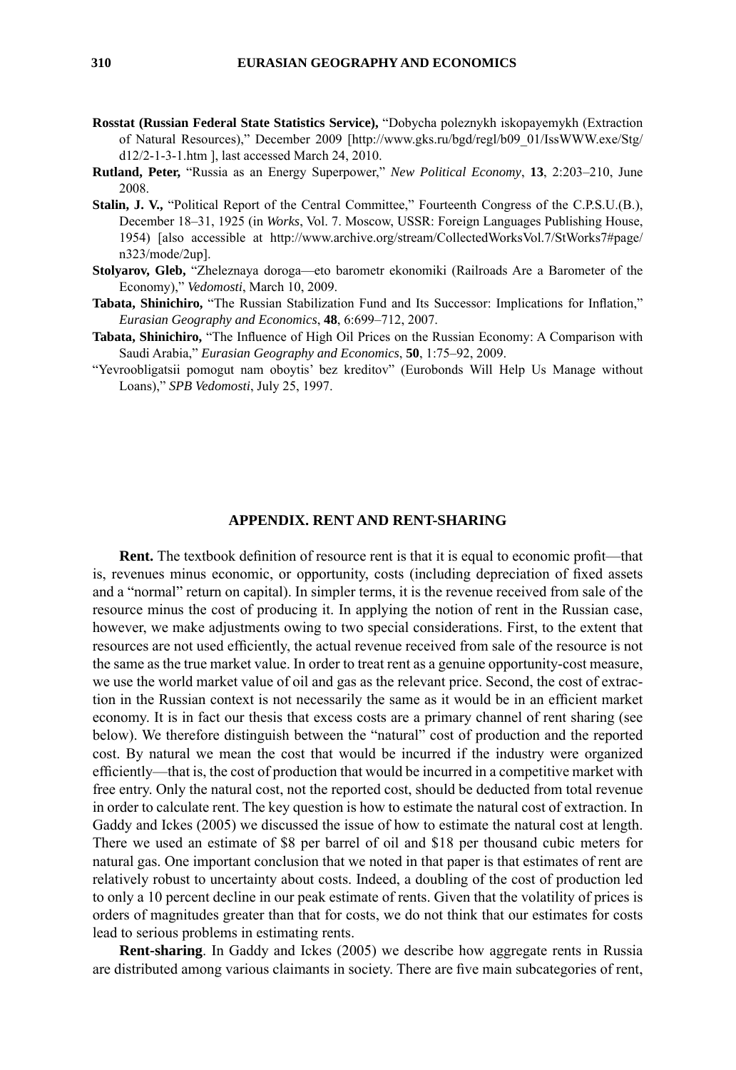**Rosstat (Russian Federal State Statistics Service),** "Dobycha poleznykh iskopayemykh (Extraction of Natural Resources)," December 2009 [http://www.gks.ru/bgd/regl/b09_01/IssWWW.exe/Stg/d12/2-1-3-1.htm ], last accessed March 24, 2010.

**Rutland, Peter,** "Russia as an Energy Superpower," *New Political Economy*, **13**, 2:203–210, June 2008.

**Stalin, J. V.,** "Political Report of the Central Committee," Fourteenth Congress of the C.P.S.U.(B.), December 18–31, 1925 (in *Works*, Vol. 7. Moscow, USSR: Foreign Languages Publishing House, 1954) [also accessible at http://www.archive.org/stream/CollectedWorksVol.7/StWorks7#page/n323/mode/2up].

**Stolyarov, Gleb,** "Zheleznaya doroga—eto barometr ekonomiki (Railroads Are a Barometer of the Economy)," *Vedomosti*, March 10, 2009.

**Tabata, Shinichiro,** "The Russian Stabilization Fund and Its Successor: Implications for Inflation," *Eurasian Geography and Economics*, **48**, 6:699–712, 2007.

**Tabata, Shinichiro,** "The Influence of High Oil Prices on the Russian Economy: A Comparison with Saudi Arabia," *Eurasian Geography and Economics*, **50**, 1:75–92, 2009.

"Yevroobligatsii pomogut nam oboytis' bez kreditov" (Eurobonds Will Help Us Manage without Loans)," *SPB Vedomosti*, July 25, 1997.

## APPENDIX. RENT AND RENT-SHARING

**Rent.** The textbook definition of resource rent is that it is equal to economic profit—that is, revenues minus economic, or opportunity, costs (including depreciation of fixed assets and a "normal" return on capital). In simpler terms, it is the revenue received from sale of the resource minus the cost of producing it. In applying the notion of rent in the Russian case, however, we make adjustments owing to two special considerations. First, to the extent that resources are not used efficiently, the actual revenue received from sale of the resource is not the same as the true market value. In order to treat rent as a genuine opportunity-cost measure, we use the world market value of oil and gas as the relevant price. Second, the cost of extraction in the Russian context is not necessarily the same as it would be in an efficient market economy. It is in fact our thesis that excess costs are a primary channel of rent sharing (see below). We therefore distinguish between the "natural" cost of production and the reported cost. By natural we mean the cost that would be incurred if the industry were organized efficiently—that is, the cost of production that would be incurred in a competitive market with free entry. Only the natural cost, not the reported cost, should be deducted from total revenue in order to calculate rent. The key question is how to estimate the natural cost of extraction. In Gaddy and Ickes (2005) we discussed the issue of how to estimate the natural cost at length. There we used an estimate of $8 per barrel of oil and $18 per thousand cubic meters for natural gas. One important conclusion that we noted in that paper is that estimates of rent are relatively robust to uncertainty about costs. Indeed, a doubling of the cost of production led to only a 10 percent decline in our peak estimate of rents. Given that the volatility of prices is orders of magnitudes greater than that for costs, we do not think that our estimates for costs lead to serious problems in estimating rents.

**Rent-sharing**. In Gaddy and Ickes (2005) we describe how aggregate rents in Russia are distributed among various claimants in society. There are five main subcategories of rent,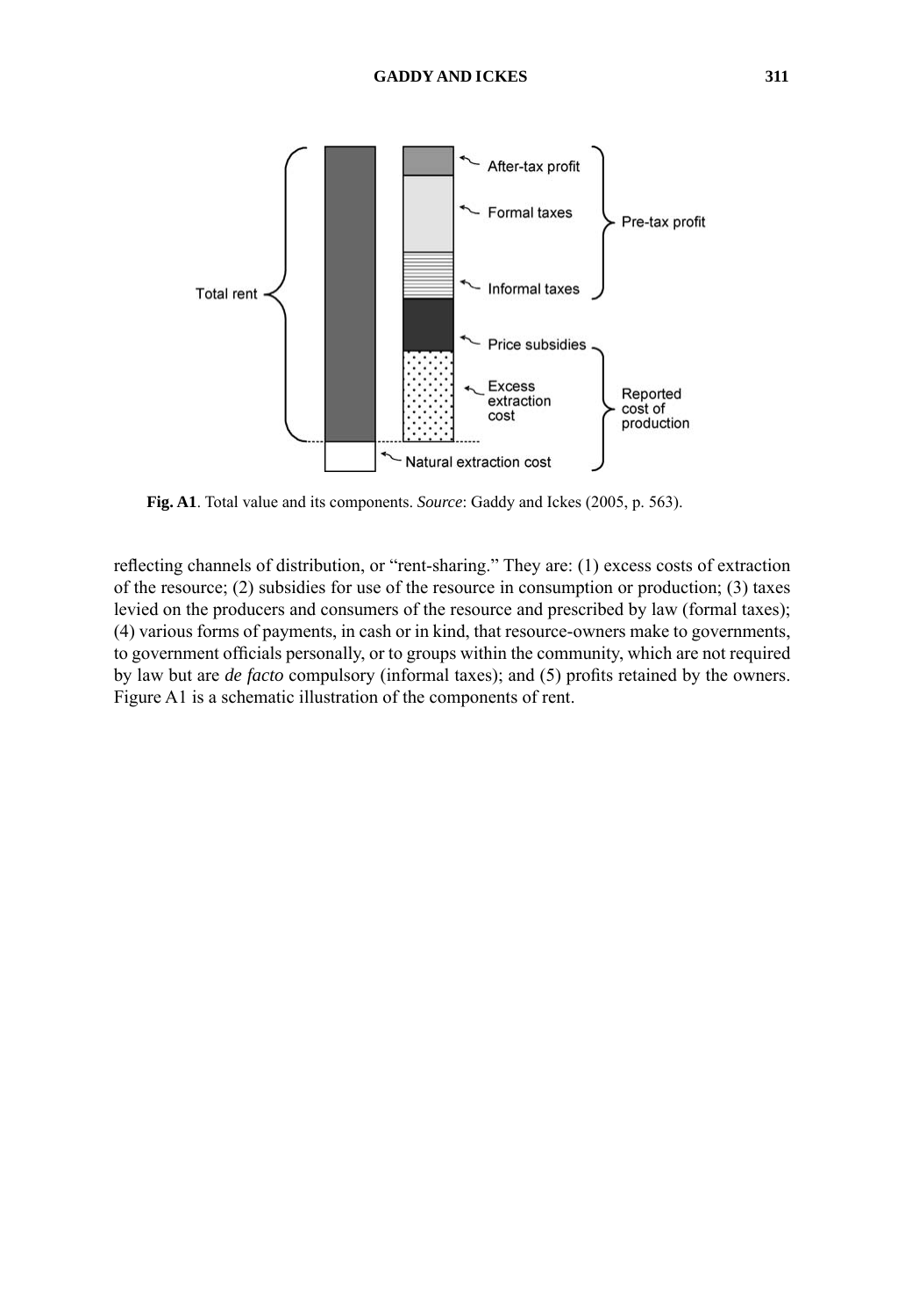Total rent

After-tax profit

Formal taxes

Informal taxes

Pre-tax profit

Price subsidies

Excess extraction cost

Reported cost of production

Natural extraction cost

**Fig. A1**. Total value and its components. *Source*: Gaddy and Ickes (2005, p. 563).

reflecting channels of distribution, or "rent-sharing." They are: (1) excess costs of extraction of the resource; (2) subsidies for use of the resource in consumption or production; (3) taxes levied on the producers and consumers of the resource and prescribed by law (formal taxes); (4) various forms of payments, in cash or in kind, that resource-owners make to governments, to government officials personally, or to groups within the community, which are not required by law but are *de facto* compulsory (informal taxes); and (5) profits retained by the owners. Figure A1 is a schematic illustration of the components of rent.